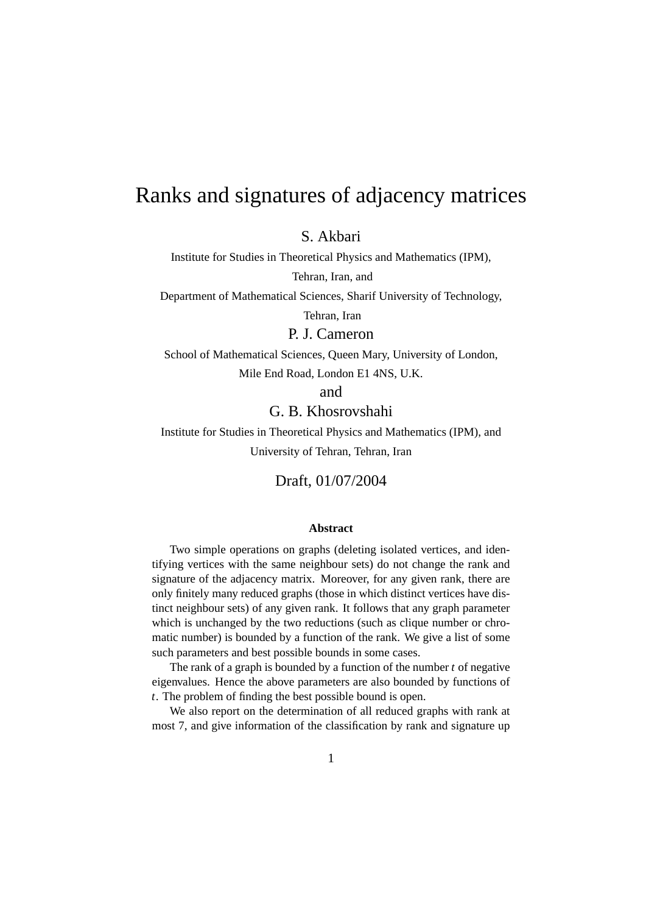# Ranks and signatures of adjacency matrices

S. Akbari

Institute for Studies in Theoretical Physics and Mathematics (IPM),

Tehran, Iran, and

Department of Mathematical Sciences, Sharif University of Technology,

Tehran, Iran

P. J. Cameron

School of Mathematical Sciences, Queen Mary, University of London,

Mile End Road, London E1 4NS, U.K.

and

G. B. Khosrovshahi

Institute for Studies in Theoretical Physics and Mathematics (IPM), and

University of Tehran, Tehran, Iran

Draft, 01/07/2004

**Abstract**

Two simple operations on graphs (deleting isolated vertices, and identifying vertices with the same neighbour sets) do not change the rank and signature of the adjacency matrix. Moreover, for any given rank, there are only finitely many reduced graphs (those in which distinct vertices have distinct neighbour sets) of any given rank. It follows that any graph parameter which is unchanged by the two reductions (such as clique number or chromatic number) is bounded by a function of the rank. We give a list of some such parameters and best possible bounds in some cases.

The rank of a graph is bounded by a function of the number $t$ of negative eigenvalues. Hence the above parameters are also bounded by functions of $t$. The problem of finding the best possible bound is open.

We also report on the determination of all reduced graphs with rank at most 7, and give information of the classification by rank and signature up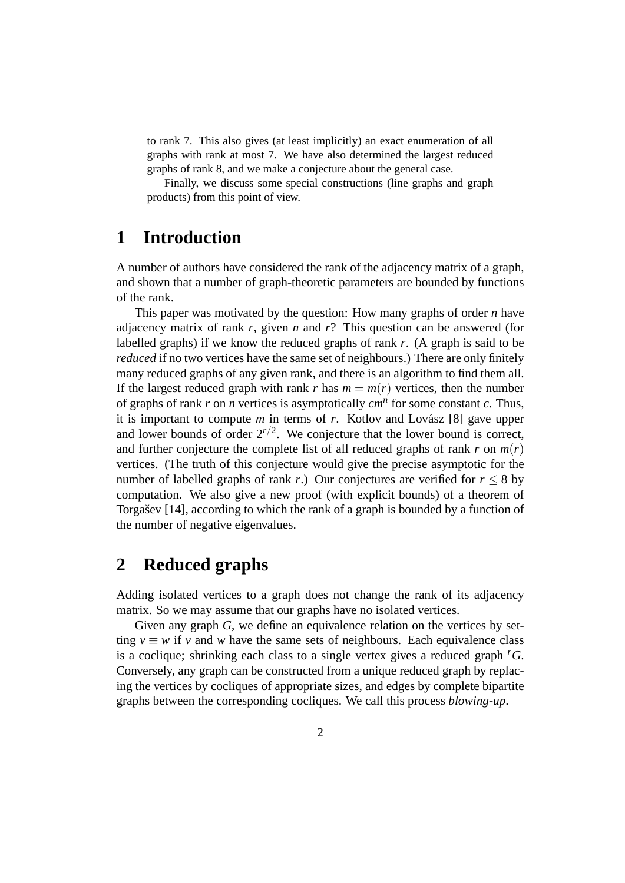to rank 7. This also gives (at least implicitly) an exact enumeration of all graphs with rank at most 7. We have also determined the largest reduced graphs of rank 8, and we make a conjecture about the general case.

Finally, we discuss some special constructions (line graphs and graph products) from this point of view.

# 1 Introduction

A number of authors have considered the rank of the adjacency matrix of a graph, and shown that a number of graph-theoretic parameters are bounded by functions of the rank.

This paper was motivated by the question: How many graphs of order $n$ have adjacency matrix of rank $r$, given $n$ and $r$? This question can be answered (for labelled graphs) if we know the reduced graphs of rank $r$. (A graph is said to be *reduced* if no two vertices have the same set of neighbours.) There are only finitely many reduced graphs of any given rank, and there is an algorithm to find them all. If the largest reduced graph with rank $r$ has $m = m(r)$ vertices, then the number of graphs of rank $r$ on $n$ vertices is asymptotically $cm^n$ for some constant $c$. Thus, it is important to compute $m$ in terms of $r$. Kotlov and Lovász [8] gave upper and lower bounds of order $2^{r/2}$. We conjecture that the lower bound is correct, and further conjecture the complete list of all reduced graphs of rank $r$ on $m(r)$ vertices. (The truth of this conjecture would give the precise asymptotic for the number of labelled graphs of rank $r$.) Our conjectures are verified for $r \leq 8$ by computation. We also give a new proof (with explicit bounds) of a theorem of Torgašev [14], according to which the rank of a graph is bounded by a function of the number of negative eigenvalues.

# 2 Reduced graphs

Adding isolated vertices to a graph does not change the rank of its adjacency matrix. So we may assume that our graphs have no isolated vertices.

Given any graph $G$, we define an equivalence relation on the vertices by setting $v \equiv w$ if $v$ and $w$ have the same sets of neighbours. Each equivalence class is a coclique; shrinking each class to a single vertex gives a reduced graph ${}^{r}G$. Conversely, any graph can be constructed from a unique reduced graph by replacing the vertices by cocliques of appropriate sizes, and edges by complete bipartite graphs between the corresponding cocliques. We call this process *blowing-up*.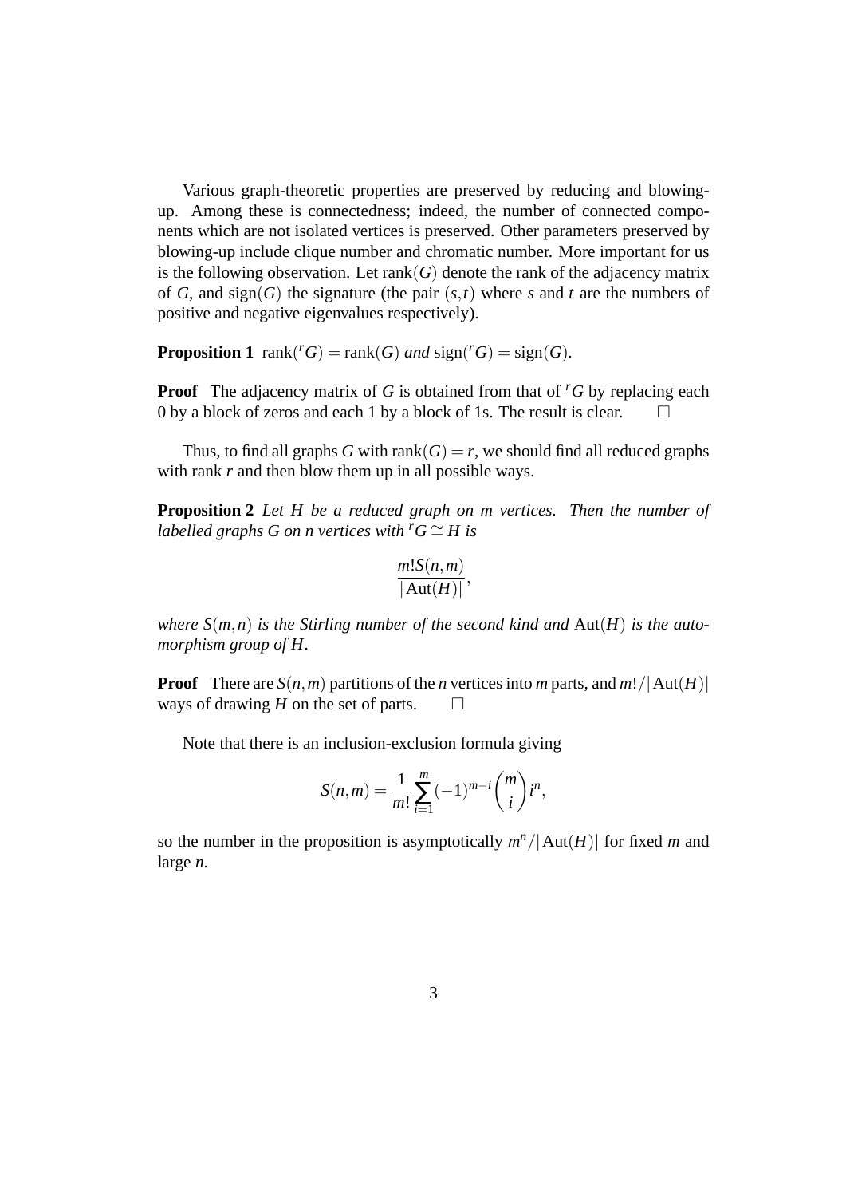Various graph-theoretic properties are preserved by reducing and blowing-up. Among these is connectedness; indeed, the number of connected components which are not isolated vertices is preserved. Other parameters preserved by blowing-up include clique number and chromatic number. More important for us is the following observation. Let $\mathrm{rank}(G)$ denote the rank of the adjacency matrix of $G$, and $\mathrm{sign}(G)$ the signature (the pair $(s,t)$ where $s$ and $t$ are the numbers of positive and negative eigenvalues respectively).

**Proposition 1** $\mathrm{rank}({}^rG) = \mathrm{rank}(G)$ *and* $\mathrm{sign}({}^rG) = \mathrm{sign}(G)$.

**Proof** The adjacency matrix of $G$ is obtained from that of ${}^rG$ by replacing each 0 by a block of zeros and each 1 by a block of 1s. The result is clear. $\square$

Thus, to find all graphs $G$ with $\mathrm{rank}(G) = r$, we should find all reduced graphs with rank $r$ and then blow them up in all possible ways.

**Proposition 2** *Let $H$ be a reduced graph on $m$ vertices. Then the number of labelled graphs $G$ on $n$ vertices with ${}^rG \cong H$ is*

$$\frac{m!S(n,m)}{|\mathrm{Aut}(H)|},$$

*where $S(m,n)$ is the Stirling number of the second kind and $\mathrm{Aut}(H)$ is the automorphism group of $H$.*

**Proof** There are $S(n,m)$ partitions of the $n$ vertices into $m$ parts, and $m!/|\mathrm{Aut}(H)|$ ways of drawing $H$ on the set of parts. $\square$

Note that there is an inclusion-exclusion formula giving

$$S(n,m) = \frac{1}{m!}\sum_{i=1}^{m}(-1)^{m-i}\binom{m}{i}i^n,$$

so the number in the proposition is asymptotically $m^n/|\mathrm{Aut}(H)|$ for fixed $m$ and large $n$.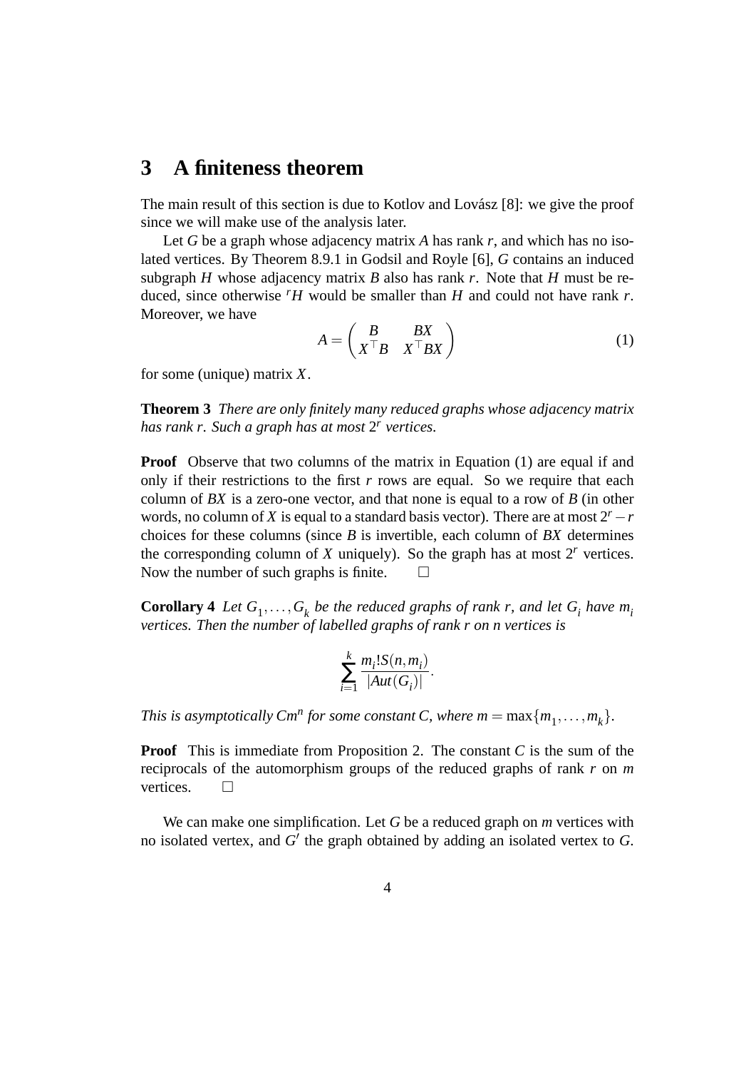## 3 A finiteness theorem

The main result of this section is due to Kotlov and Lovász [8]: we give the proof since we will make use of the analysis later.

Let $G$ be a graph whose adjacency matrix $A$ has rank $r$, and which has no isolated vertices. By Theorem 8.9.1 in Godsil and Royle [6], $G$ contains an induced subgraph $H$ whose adjacency matrix $B$ also has rank $r$. Note that $H$ must be reduced, since otherwise ${}^rH$ would be smaller than $H$ and could not have rank $r$. Moreover, we have

$$A = \begin{pmatrix} B & BX \\ X^\top B & X^\top BX \end{pmatrix} \tag{1}$$

for some (unique) matrix $X$.

**Theorem 3** *There are only finitely many reduced graphs whose adjacency matrix has rank $r$. Such a graph has at most $2^r$ vertices.*

**Proof** Observe that two columns of the matrix in Equation (1) are equal if and only if their restrictions to the first $r$ rows are equal. So we require that each column of $BX$ is a zero-one vector, and that none is equal to a row of $B$ (in other words, no column of $X$ is equal to a standard basis vector). There are at most $2^r - r$ choices for these columns (since $B$ is invertible, each column of $BX$ determines the corresponding column of $X$ uniquely). So the graph has at most $2^r$ vertices. Now the number of such graphs is finite. $\square$

**Corollary 4** *Let $G_1, \dots, G_k$ be the reduced graphs of rank $r$, and let $G_i$ have $m_i$ vertices. Then the number of labelled graphs of rank $r$ on $n$ vertices is*

$$\sum_{i=1}^{k} \frac{m_i! S(n, m_i)}{|Aut(G_i)|}.$$

*This is asymptotically $Cm^n$ for some constant $C$, where $m = \max\{m_1, \dots, m_k\}$.*

**Proof** This is immediate from Proposition 2. The constant $C$ is the sum of the reciprocals of the automorphism groups of the reduced graphs of rank $r$ on $m$ vertices. $\square$

We can make one simplification. Let $G$ be a reduced graph on $m$ vertices with no isolated vertex, and $G'$ the graph obtained by adding an isolated vertex to $G$.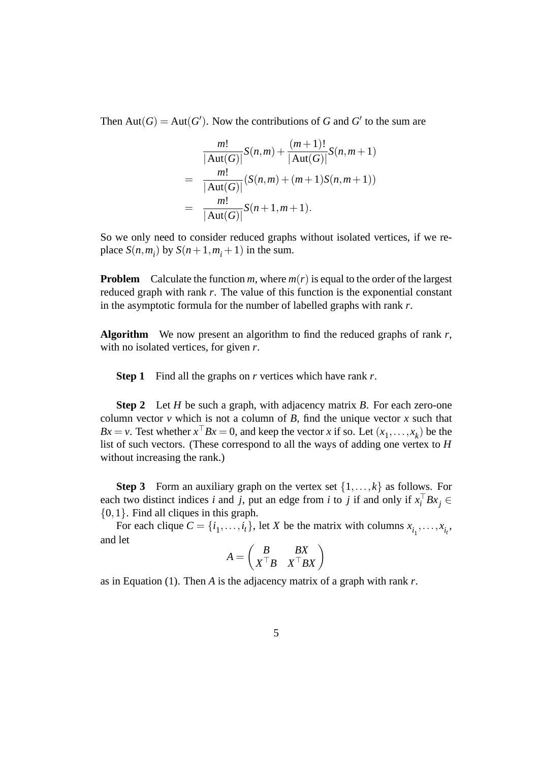Then $\mathrm{Aut}(G) = \mathrm{Aut}(G')$. Now the contributions of $G$ and $G'$ to the sum are

$$
\begin{aligned}
& \frac{m!}{|\mathrm{Aut}(G)|} S(n,m) + \frac{(m+1)!}{|\mathrm{Aut}(G)|} S(n,m+1) \\
= \;& \frac{m!}{|\mathrm{Aut}(G)|} (S(n,m) + (m+1)S(n,m+1)) \\
= \;& \frac{m!}{|\mathrm{Aut}(G)|} S(n+1,m+1).
\end{aligned}
$$

So we only need to consider reduced graphs without isolated vertices, if we replace $S(n,m_i)$ by $S(n+1,m_i+1)$ in the sum.

**Problem** Calculate the function $m$, where $m(r)$ is equal to the order of the largest reduced graph with rank $r$. The value of this function is the exponential constant in the asymptotic formula for the number of labelled graphs with rank $r$.

**Algorithm** We now present an algorithm to find the reduced graphs of rank $r$, with no isolated vertices, for given $r$.

**Step 1** Find all the graphs on $r$ vertices which have rank $r$.

**Step 2** Let $H$ be such a graph, with adjacency matrix $B$. For each zero-one column vector $v$ which is not a column of $B$, find the unique vector $x$ such that $Bx = v$. Test whether $x^\top Bx = 0$, and keep the vector $x$ if so. Let $(x_1,\ldots,x_k)$ be the list of such vectors. (These correspond to all the ways of adding one vertex to $H$ without increasing the rank.)

**Step 3** Form an auxiliary graph on the vertex set $\{1,\ldots,k\}$ as follows. For each two distinct indices $i$ and $j$, put an edge from $i$ to $j$ if and only if $x_i^\top Bx_j \in \{0,1\}$. Find all cliques in this graph.

For each clique $C = \{i_1,\ldots,i_t\}$, let $X$ be the matrix with columns $x_{i_1},\ldots,x_{i_t}$, and let

$$
A = \begin{pmatrix} B & BX \\ X^\top B & X^\top BX \end{pmatrix}
$$

as in Equation (1). Then $A$ is the adjacency matrix of a graph with rank $r$.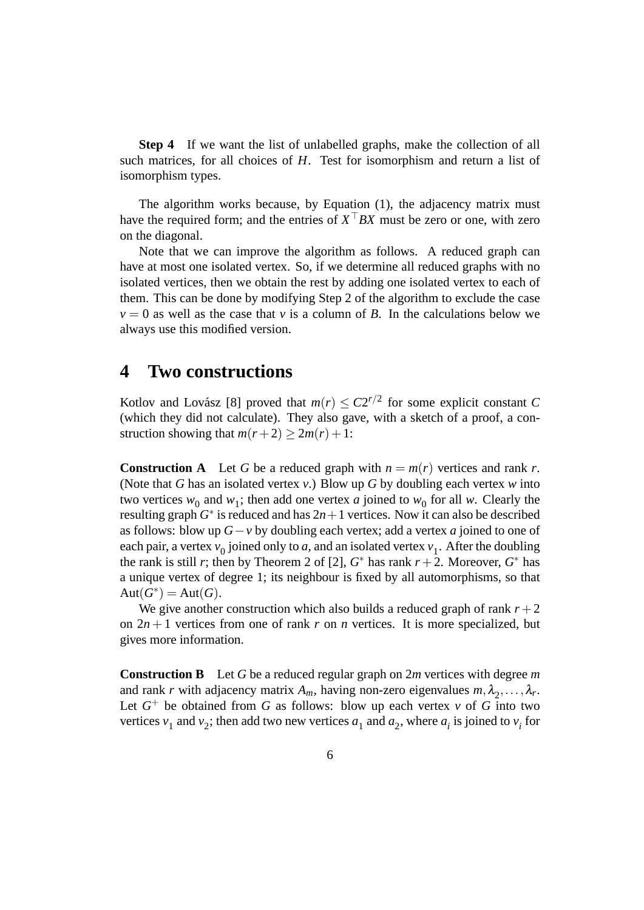**Step 4** If we want the list of unlabelled graphs, make the collection of all such matrices, for all choices of $H$. Test for isomorphism and return a list of isomorphism types.

The algorithm works because, by Equation (1), the adjacency matrix must have the required form; and the entries of $X^\top BX$ must be zero or one, with zero on the diagonal.

Note that we can improve the algorithm as follows. A reduced graph can have at most one isolated vertex. So, if we determine all reduced graphs with no isolated vertices, then we obtain the rest by adding one isolated vertex to each of them. This can be done by modifying Step 2 of the algorithm to exclude the case $v = 0$ as well as the case that $v$ is a column of $B$. In the calculations below we always use this modified version.

# 4 Two constructions

Kotlov and Lovász [8] proved that $m(r) \leq C2^{r/2}$ for some explicit constant $C$ (which they did not calculate). They also gave, with a sketch of a proof, a construction showing that $m(r+2) \geq 2m(r)+1$:

**Construction A** Let $G$ be a reduced graph with $n = m(r)$ vertices and rank $r$. (Note that $G$ has an isolated vertex $v$.) Blow up $G$ by doubling each vertex $w$ into two vertices $w_0$ and $w_1$; then add one vertex $a$ joined to $w_0$ for all $w$. Clearly the resulting graph $G^*$ is reduced and has $2n+1$ vertices. Now it can also be described as follows: blow up $G - v$ by doubling each vertex; add a vertex $a$ joined to one of each pair, a vertex $v_0$ joined only to $a$, and an isolated vertex $v_1$. After the doubling the rank is still $r$; then by Theorem 2 of [2], $G^*$ has rank $r+2$. Moreover, $G^*$ has a unique vertex of degree 1; its neighbour is fixed by all automorphisms, so that $\mathrm{Aut}(G^*) = \mathrm{Aut}(G)$.

We give another construction which also builds a reduced graph of rank $r+2$ on $2n+1$ vertices from one of rank $r$ on $n$ vertices. It is more specialized, but gives more information.

**Construction B** Let $G$ be a reduced regular graph on $2m$ vertices with degree $m$ and rank $r$ with adjacency matrix $A_m$, having non-zero eigenvalues $m, \lambda_2, \ldots, \lambda_r$. Let $G^+$ be obtained from $G$ as follows: blow up each vertex $v$ of $G$ into two vertices $v_1$ and $v_2$; then add two new vertices $a_1$ and $a_2$, where $a_i$ is joined to $v_i$ for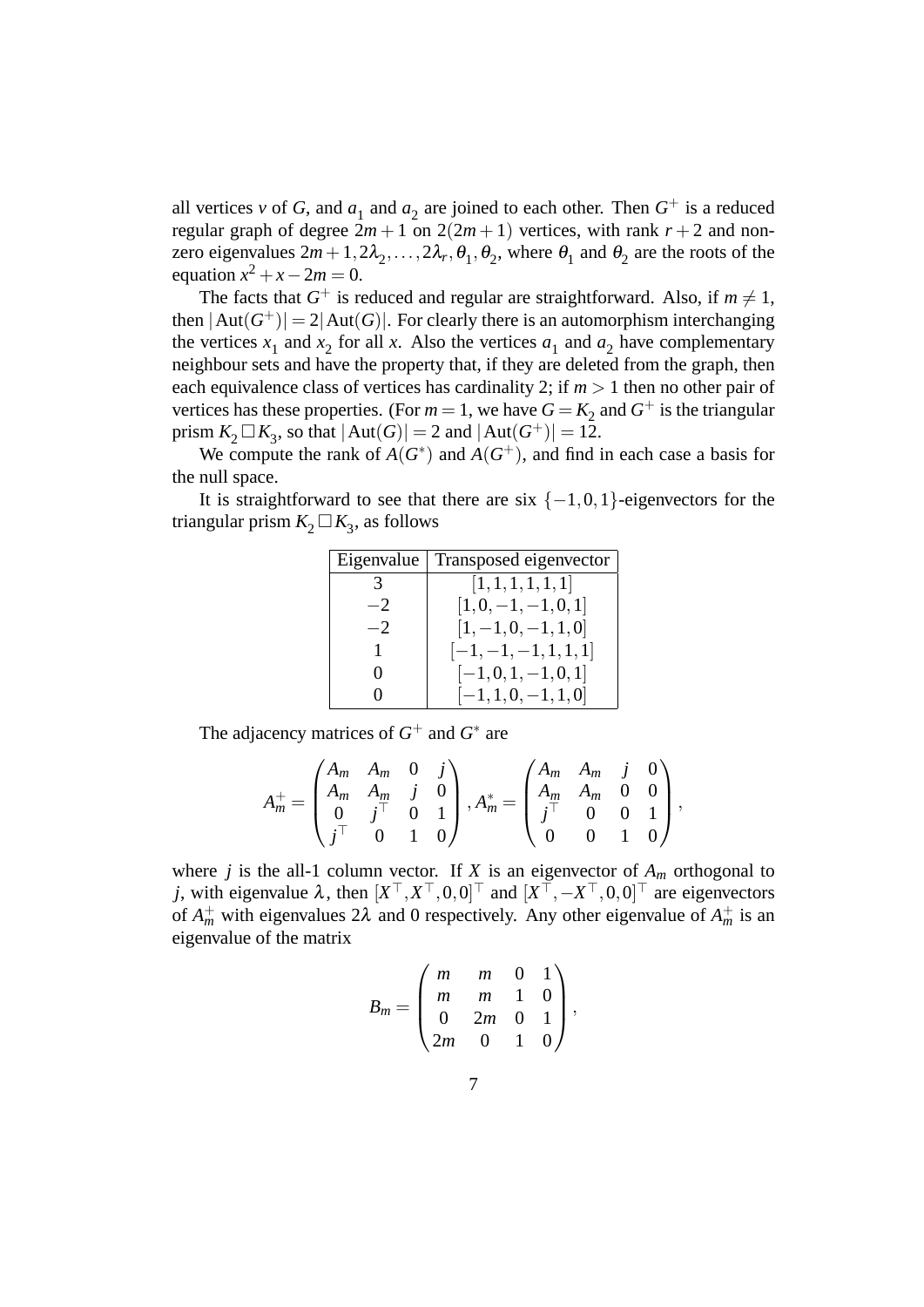all vertices $v$ of $G$, and $a_1$ and $a_2$ are joined to each other. Then $G^+$ is a reduced regular graph of degree $2m+1$ on $2(2m+1)$ vertices, with rank $r+2$ and non-zero eigenvalues $2m+1, 2\lambda_2, \ldots, 2\lambda_r, \theta_1, \theta_2$, where $\theta_1$ and $\theta_2$ are the roots of the equation $x^2+x-2m=0$.

The facts that $G^+$ is reduced and regular are straightforward. Also, if $m \neq 1$, then $|\mathrm{Aut}(G^+)| = 2|\mathrm{Aut}(G)|$. For clearly there is an automorphism interchanging the vertices $x_1$ and $x_2$ for all $x$. Also the vertices $a_1$ and $a_2$ have complementary neighbour sets and have the property that, if they are deleted from the graph, then each equivalence class of vertices has cardinality 2; if $m > 1$ then no other pair of vertices has these properties. (For $m = 1$, we have $G = K_2$ and $G^+$ is the triangular prism $K_2 \,\Box\, K_3$, so that $|\mathrm{Aut}(G)| = 2$ and $|\mathrm{Aut}(G^+)| = 12$.

We compute the rank of $A(G^*)$ and $A(G^+)$, and find in each case a basis for the null space.

It is straightforward to see that there are six $\{-1,0,1\}$-eigenvectors for the triangular prism $K_2 \,\Box\, K_3$, as follows

| Eigenvalue | Transposed eigenvector |
|---|---|
| $3$ | $[1,1,1,1,1,1]$ |
| $-2$ | $[1,0,-1,-1,0,1]$ |
| $-2$ | $[1,-1,0,-1,1,0]$ |
| $1$ | $[-1,-1,-1,1,1,1]$ |
| $0$ | $[-1,0,1,-1,0,1]$ |
| $0$ | $[-1,1,0,-1,1,0]$ |

The adjacency matrices of $G^+$ and $G^*$ are

$$A_m^+ = \begin{pmatrix} A_m & A_m & 0 & j \\ A_m & A_m & j & 0 \\ 0 & j^\top & 0 & 1 \\ j^\top & 0 & 1 & 0 \end{pmatrix}, A_m^* = \begin{pmatrix} A_m & A_m & j & 0 \\ A_m & A_m & 0 & 0 \\ j^\top & 0 & 0 & 1 \\ 0 & 0 & 1 & 0 \end{pmatrix},$$

where $j$ is the all-1 column vector. If $X$ is an eigenvector of $A_m$ orthogonal to $j$, with eigenvalue $\lambda$, then $[X^\top, X^\top, 0, 0]^\top$ and $[X^\top, -X^\top, 0, 0]^\top$ are eigenvectors of $A_m^+$ with eigenvalues $2\lambda$ and 0 respectively. Any other eigenvalue of $A_m^+$ is an eigenvalue of the matrix

$$B_m = \begin{pmatrix} m & m & 0 & 1 \\ m & m & 1 & 0 \\ 0 & 2m & 0 & 1 \\ 2m & 0 & 1 & 0 \end{pmatrix},$$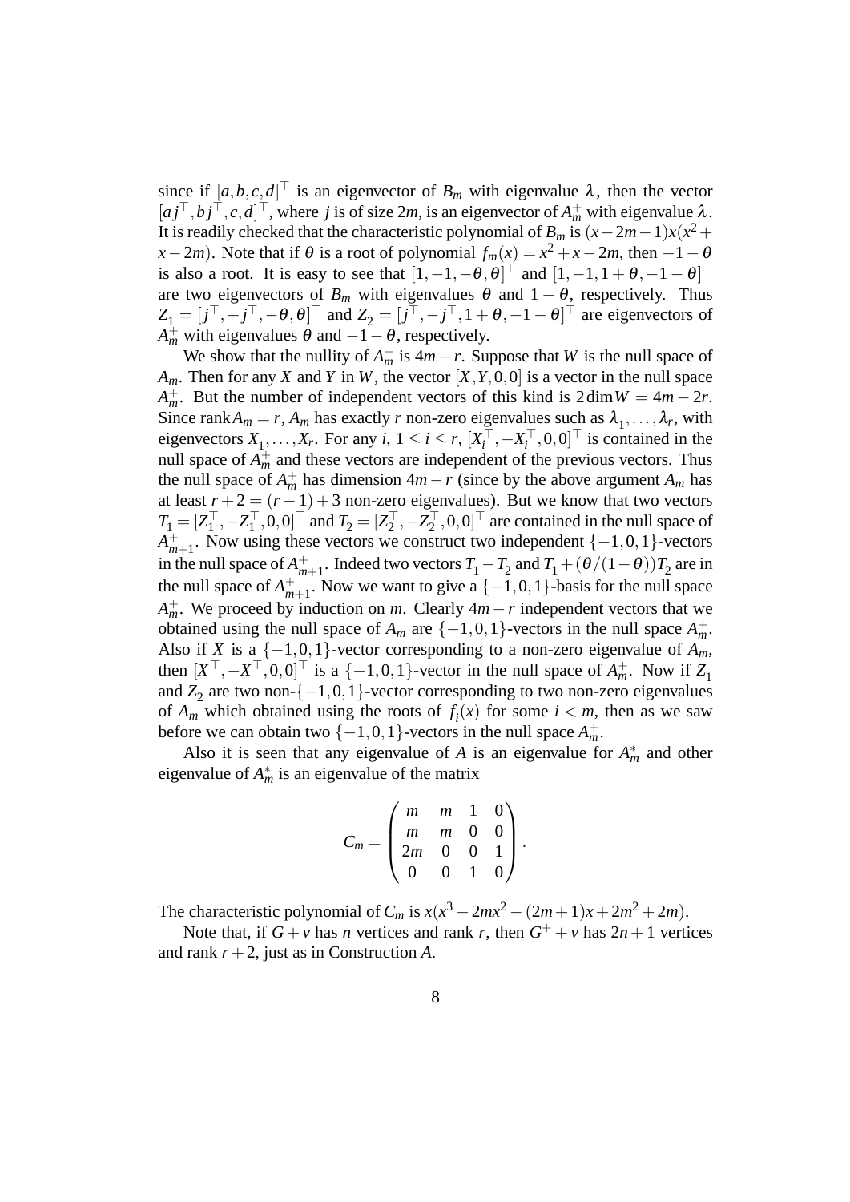since if $[a,b,c,d]^\top$ is an eigenvector of $B_m$ with eigenvalue $\lambda$, then the vector $[aj^\top, bj^\top, c, d]^\top$, where $j$ is of size $2m$, is an eigenvector of $A_m^+$ with eigenvalue $\lambda$. It is readily checked that the characteristic polynomial of $B_m$ is $(x-2m-1)x(x^2+x-2m)$. Note that if $\theta$ is a root of polynomial $f_m(x) = x^2+x-2m$, then $-1-\theta$ is also a root. It is easy to see that $[1,-1,-\theta,\theta]^\top$ and $[1,-1,1+\theta,-1-\theta]^\top$ are two eigenvectors of $B_m$ with eigenvalues $\theta$ and $1-\theta$, respectively. Thus $Z_1 = [j^\top, -j^\top, -\theta, \theta]^\top$ and $Z_2 = [j^\top, -j^\top, 1+\theta, -1-\theta]^\top$ are eigenvectors of $A_m^+$ with eigenvalues $\theta$ and $-1-\theta$, respectively.

We show that the nullity of $A_m^+$ is $4m-r$. Suppose that $W$ is the null space of $A_m$. Then for any $X$ and $Y$ in $W$, the vector $[X,Y,0,0]$ is a vector in the null space $A_m^+$. But the number of independent vectors of this kind is $2\dim W = 4m-2r$. Since $\operatorname{rank} A_m = r$, $A_m$ has exactly $r$ non-zero eigenvalues such as $\lambda_1, \ldots, \lambda_r$, with eigenvectors $X_1, \ldots, X_r$. For any $i$, $1 \le i \le r$, $[X_i^\top, -X_i^\top, 0, 0]^\top$ is contained in the null space of $A_m^+$ and these vectors are independent of the previous vectors. Thus the null space of $A_m^+$ has dimension $4m-r$ (since by the above argument $A_m$ has at least $r+2 = (r-1)+3$ non-zero eigenvalues). But we know that two vectors $T_1 = [Z_1^\top, -Z_1^\top, 0, 0]^\top$ and $T_2 = [Z_2^\top, -Z_2^\top, 0, 0]^\top$ are contained in the null space of $A_{m+1}^+$. Now using these vectors we construct two independent $\{-1,0,1\}$-vectors in the null space of $A_{m+1}^+$. Indeed two vectors $T_1 - T_2$ and $T_1 + (\theta/(1-\theta))T_2$ are in the null space of $A_{m+1}^+$. Now we want to give a $\{-1,0,1\}$-basis for the null space $A_m^+$. We proceed by induction on $m$. Clearly $4m-r$ independent vectors that we obtained using the null space of $A_m$ are $\{-1,0,1\}$-vectors in the null space $A_m^+$. Also if $X$ is a $\{-1,0,1\}$-vector corresponding to a non-zero eigenvalue of $A_m$, then $[X^\top, -X^\top, 0, 0]^\top$ is a $\{-1,0,1\}$-vector in the null space of $A_m^+$. Now if $Z_1$ and $Z_2$ are two non-$\{-1,0,1\}$-vector corresponding to two non-zero eigenvalues of $A_m$ which obtained using the roots of $f_i(x)$ for some $i < m$, then as we saw before we can obtain two $\{-1,0,1\}$-vectors in the null space $A_m^+$.

Also it is seen that any eigenvalue of $A$ is an eigenvalue for $A_m^*$ and other eigenvalue of $A_m^*$ is an eigenvalue of the matrix

$$C_m = \begin{pmatrix} m & m & 1 & 0 \\ m & m & 0 & 0 \\ 2m & 0 & 0 & 1 \\ 0 & 0 & 1 & 0 \end{pmatrix}.$$

The characteristic polynomial of $C_m$ is $x(x^3 - 2mx^2 - (2m+1)x + 2m^2 + 2m)$.

Note that, if $G+v$ has $n$ vertices and rank $r$, then $G^+ + v$ has $2n+1$ vertices and rank $r+2$, just as in Construction $A$.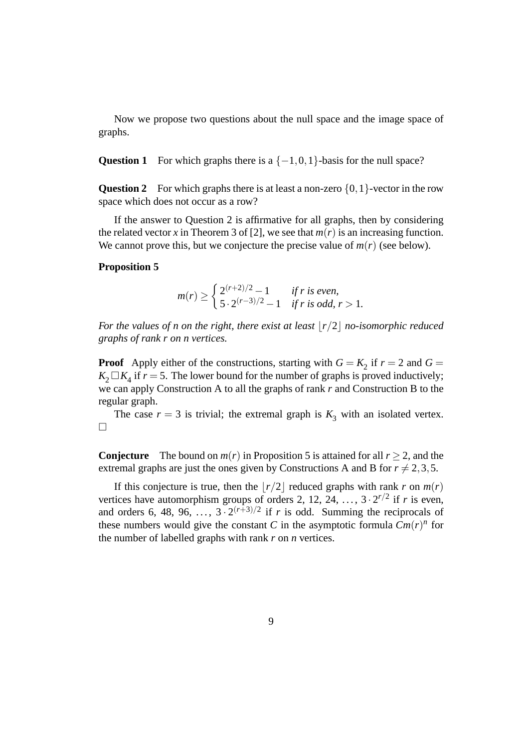Now we propose two questions about the null space and the image space of graphs.

**Question 1** For which graphs there is a $\{-1,0,1\}$-basis for the null space?

**Question 2** For which graphs there is at least a non-zero $\{0,1\}$-vector in the row space which does not occur as a row?

If the answer to Question 2 is affirmative for all graphs, then by considering the related vector $x$ in Theorem 3 of [2], we see that $m(r)$ is an increasing function. We cannot prove this, but we conjecture the precise value of $m(r)$ (see below).

**Proposition 5**

$$m(r) \geq \begin{cases} 2^{(r+2)/2} - 1 & \textit{if } r \textit{ is even,} \\ 5 \cdot 2^{(r-3)/2} - 1 & \textit{if } r \textit{ is odd, } r > 1. \end{cases}$$

*For the values of $n$ on the right, there exist at least $\lfloor r/2 \rfloor$ no-isomorphic reduced graphs of rank $r$ on $n$ vertices.*

**Proof** Apply either of the constructions, starting with $G = K_2$ if $r = 2$ and $G = K_2 \square K_4$ if $r = 5$. The lower bound for the number of graphs is proved inductively; we can apply Construction A to all the graphs of rank $r$ and Construction B to the regular graph.

The case $r = 3$ is trivial; the extremal graph is $K_3$ with an isolated vertex. $\square$

**Conjecture** The bound on $m(r)$ in Proposition 5 is attained for all $r \geq 2$, and the extremal graphs are just the ones given by Constructions A and B for $r \neq 2,3,5$.

If this conjecture is true, then the $\lfloor r/2 \rfloor$ reduced graphs with rank $r$ on $m(r)$ vertices have automorphism groups of orders 2, 12, 24, ..., $3 \cdot 2^{r/2}$ if $r$ is even, and orders 6, 48, 96, ..., $3 \cdot 2^{(r+3)/2}$ if $r$ is odd. Summing the reciprocals of these numbers would give the constant $C$ in the asymptotic formula $Cm(r)^n$ for the number of labelled graphs with rank $r$ on $n$ vertices.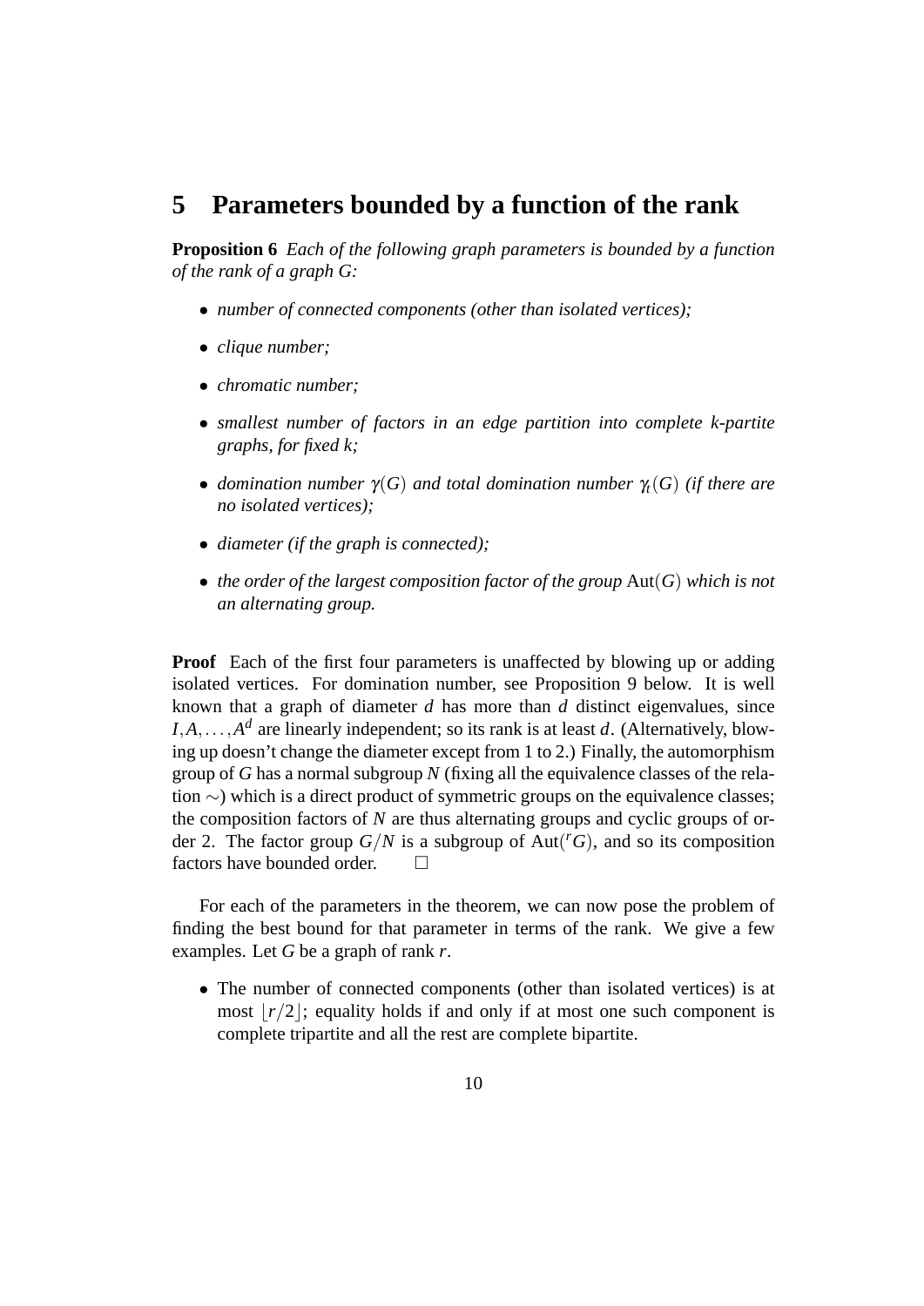## 5 Parameters bounded by a function of the rank

**Proposition 6** *Each of the following graph parameters is bounded by a function of the rank of a graph $G$:*

- *number of connected components (other than isolated vertices);*
- *clique number;*
- *chromatic number;*
- *smallest number of factors in an edge partition into complete $k$-partite graphs, for fixed $k$;*
- *domination number $\gamma(G)$ and total domination number $\gamma_t(G)$ (if there are no isolated vertices);*
- *diameter (if the graph is connected);*
- *the order of the largest composition factor of the group $\mathrm{Aut}(G)$ which is not an alternating group.*

**Proof** Each of the first four parameters is unaffected by blowing up or adding isolated vertices. For domination number, see Proposition 9 below. It is well known that a graph of diameter $d$ has more than $d$ distinct eigenvalues, since $I, A, \ldots, A^d$ are linearly independent; so its rank is at least $d$. (Alternatively, blowing up doesn't change the diameter except from 1 to 2.) Finally, the automorphism group of $G$ has a normal subgroup $N$ (fixing all the equivalence classes of the relation $\sim$) which is a direct product of symmetric groups on the equivalence classes; the composition factors of $N$ are thus alternating groups and cyclic groups of order 2. The factor group $G/N$ is a subgroup of $\mathrm{Aut}({}^rG)$, and so its composition factors have bounded order. $\square$

For each of the parameters in the theorem, we can now pose the problem of finding the best bound for that parameter in terms of the rank. We give a few examples. Let $G$ be a graph of rank $r$.

- The number of connected components (other than isolated vertices) is at most $\lfloor r/2 \rfloor$; equality holds if and only if at most one such component is complete tripartite and all the rest are complete bipartite.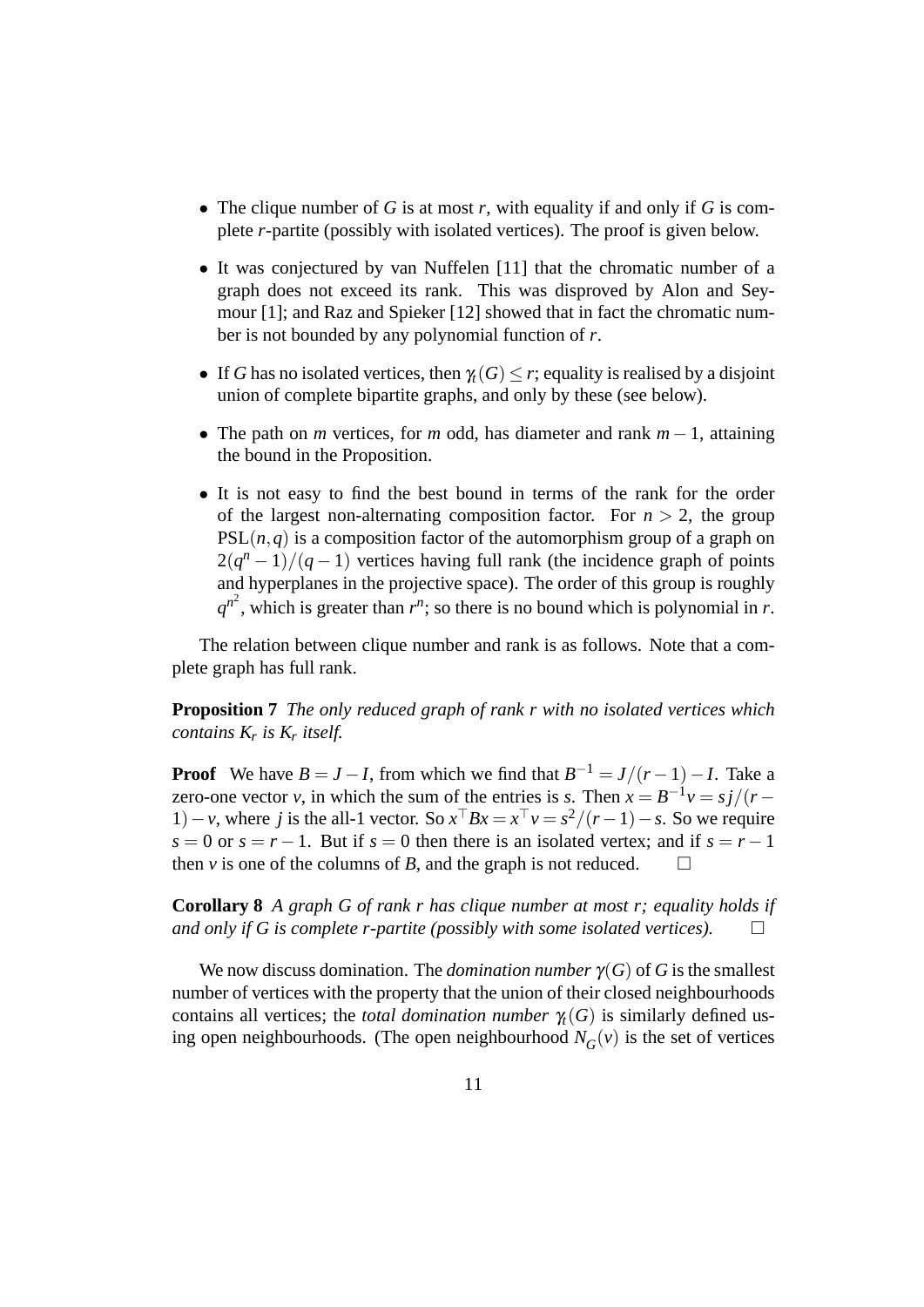- The clique number of $G$ is at most $r$, with equality if and only if $G$ is complete $r$-partite (possibly with isolated vertices). The proof is given below.
- It was conjectured by van Nuffelen [11] that the chromatic number of a graph does not exceed its rank. This was disproved by Alon and Seymour [1]; and Raz and Spieker [12] showed that in fact the chromatic number is not bounded by any polynomial function of $r$.
- If $G$ has no isolated vertices, then $\gamma_t(G) \leq r$; equality is realised by a disjoint union of complete bipartite graphs, and only by these (see below).
- The path on $m$ vertices, for $m$ odd, has diameter and rank $m-1$, attaining the bound in the Proposition.
- It is not easy to find the best bound in terms of the rank for the order of the largest non-alternating composition factor. For $n > 2$, the group $\mathrm{PSL}(n,q)$ is a composition factor of the automorphism group of a graph on $2(q^n-1)/(q-1)$ vertices having full rank (the incidence graph of points and hyperplanes in the projective space). The order of this group is roughly $q^{n^2}$, which is greater than $r^n$; so there is no bound which is polynomial in $r$.

The relation between clique number and rank is as follows. Note that a complete graph has full rank.

**Proposition 7** *The only reduced graph of rank $r$ with no isolated vertices which contains $K_r$ is $K_r$ itself.*

**Proof** We have $B = J - I$, from which we find that $B^{-1} = J/(r-1) - I$. Take a zero-one vector $v$, in which the sum of the entries is $s$. Then $x = B^{-1}v = sj/(r-1) - v$, where $j$ is the all-1 vector. So $x^\top Bx = x^\top v = s^2/(r-1) - s$. So we require $s = 0$ or $s = r-1$. But if $s = 0$ then there is an isolated vertex; and if $s = r-1$ then $v$ is one of the columns of $B$, and the graph is not reduced. $\square$

**Corollary 8** *A graph $G$ of rank $r$ has clique number at most $r$; equality holds if and only if $G$ is complete $r$-partite (possibly with some isolated vertices).* $\square$

We now discuss domination. The *domination number* $\gamma(G)$ of $G$ is the smallest number of vertices with the property that the union of their closed neighbourhoods contains all vertices; the *total domination number* $\gamma_t(G)$ is similarly defined using open neighbourhoods. (The open neighbourhood $N_G(v)$ is the set of vertices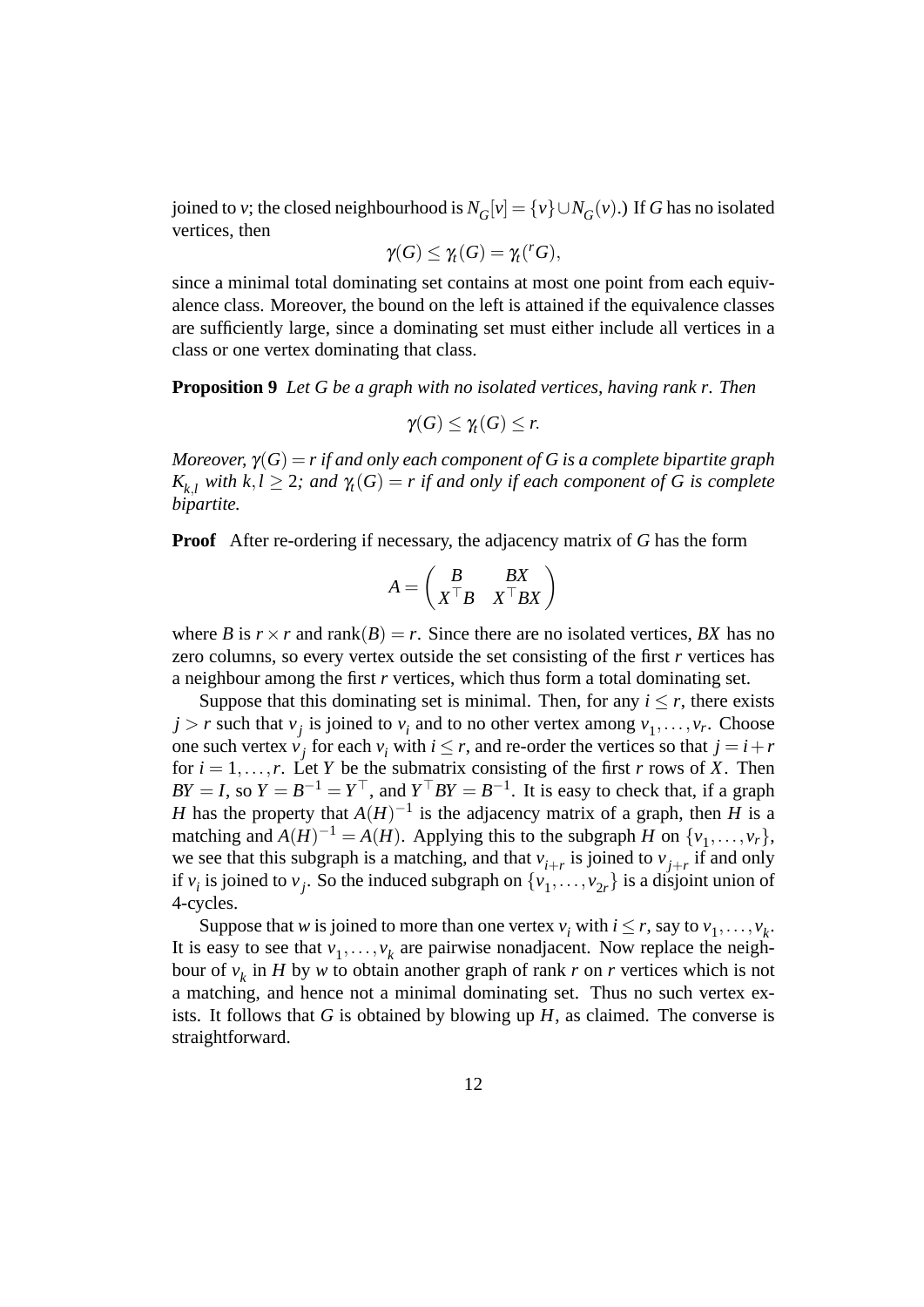joined to $v$; the closed neighbourhood is $N_G[v] = \{v\} \cup N_G(v)$.) If $G$ has no isolated vertices, then

$$\gamma(G) \leq \gamma_t(G) = \gamma_t({}^rG),$$

since a minimal total dominating set contains at most one point from each equivalence class. Moreover, the bound on the left is attained if the equivalence classes are sufficiently large, since a dominating set must either include all vertices in a class or one vertex dominating that class.

**Proposition 9** *Let $G$ be a graph with no isolated vertices, having rank $r$. Then*

$$\gamma(G) \leq \gamma_t(G) \leq r.$$

*Moreover, $\gamma(G) = r$ if and only each component of $G$ is a complete bipartite graph $K_{k,l}$ with $k,l \geq 2$; and $\gamma_t(G) = r$ if and only if each component of $G$ is complete bipartite.*

**Proof** After re-ordering if necessary, the adjacency matrix of $G$ has the form

$$A = \begin{pmatrix} B & BX \\ X^\top B & X^\top BX \end{pmatrix}$$

where $B$ is $r \times r$ and $\mathrm{rank}(B) = r$. Since there are no isolated vertices, $BX$ has no zero columns, so every vertex outside the set consisting of the first $r$ vertices has a neighbour among the first $r$ vertices, which thus form a total dominating set.

Suppose that this dominating set is minimal. Then, for any $i \leq r$, there exists $j > r$ such that $v_j$ is joined to $v_i$ and to no other vertex among $v_1, \ldots, v_r$. Choose one such vertex $v_j$ for each $v_i$ with $i \leq r$, and re-order the vertices so that $j = i + r$ for $i = 1, \ldots, r$. Let $Y$ be the submatrix consisting of the first $r$ rows of $X$. Then $BY = I$, so $Y = B^{-1} = Y^\top$, and $Y^\top BY = B^{-1}$. It is easy to check that, if a graph $H$ has the property that $A(H)^{-1}$ is the adjacency matrix of a graph, then $H$ is a matching and $A(H)^{-1} = A(H)$. Applying this to the subgraph $H$ on $\{v_1, \ldots, v_r\}$, we see that this subgraph is a matching, and that $v_{i+r}$ is joined to $v_{j+r}$ if and only if $v_i$ is joined to $v_j$. So the induced subgraph on $\{v_1, \ldots, v_{2r}\}$ is a disjoint union of 4-cycles.

Suppose that $w$ is joined to more than one vertex $v_i$ with $i \leq r$, say to $v_1, \ldots, v_k$. It is easy to see that $v_1, \ldots, v_k$ are pairwise nonadjacent. Now replace the neighbour of $v_k$ in $H$ by $w$ to obtain another graph of rank $r$ on $r$ vertices which is not a matching, and hence not a minimal dominating set. Thus no such vertex exists. It follows that $G$ is obtained by blowing up $H$, as claimed. The converse is straightforward.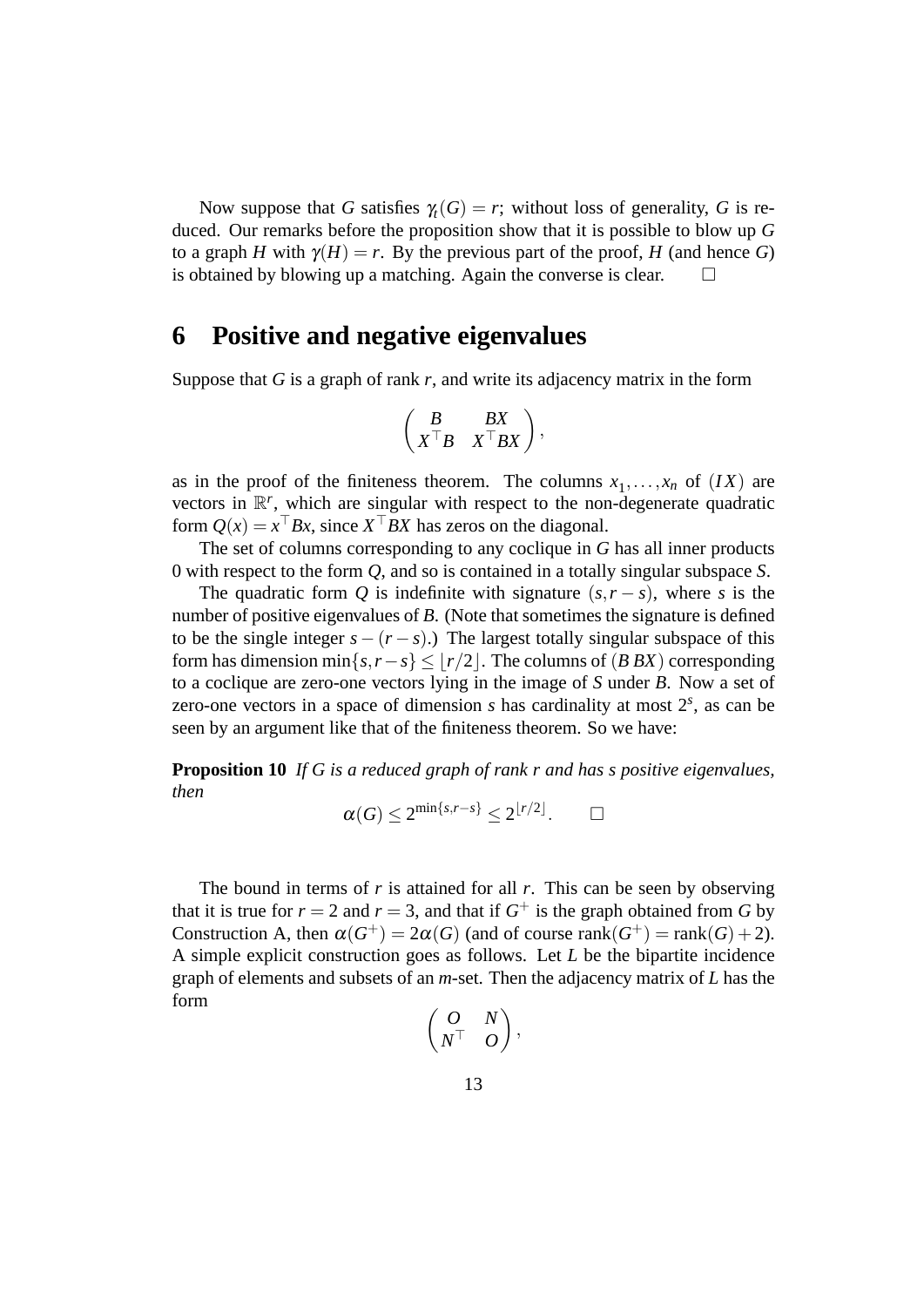Now suppose that $G$ satisfies $\gamma_t(G) = r$; without loss of generality, $G$ is reduced. Our remarks before the proposition show that it is possible to blow up $G$ to a graph $H$ with $\gamma(H) = r$. By the previous part of the proof, $H$ (and hence $G$) is obtained by blowing up a matching. Again the converse is clear. $\square$

## 6 Positive and negative eigenvalues

Suppose that $G$ is a graph of rank $r$, and write its adjacency matrix in the form

$$\begin{pmatrix} B & BX \\ X^\top B & X^\top BX \end{pmatrix},$$

as in the proof of the finiteness theorem. The columns $x_1, \ldots, x_n$ of $(I\,X)$ are vectors in $\mathbb{R}^r$, which are singular with respect to the non-degenerate quadratic form $Q(x) = x^\top Bx$, since $X^\top BX$ has zeros on the diagonal.

The set of columns corresponding to any coclique in $G$ has all inner products 0 with respect to the form $Q$, and so is contained in a totally singular subspace $S$.

The quadratic form $Q$ is indefinite with signature $(s, r-s)$, where $s$ is the number of positive eigenvalues of $B$. (Note that sometimes the signature is defined to be the single integer $s-(r-s)$.) The largest totally singular subspace of this form has dimension $\min\{s, r-s\} \le \lfloor r/2 \rfloor$. The columns of $(B\,BX)$ corresponding to a coclique are zero-one vectors lying in the image of $S$ under $B$. Now a set of zero-one vectors in a space of dimension $s$ has cardinality at most $2^s$, as can be seen by an argument like that of the finiteness theorem. So we have:

**Proposition 10** *If $G$ is a reduced graph of rank $r$ and has $s$ positive eigenvalues, then*

$$\alpha(G) \le 2^{\min\{s,r-s\}} \le 2^{\lfloor r/2 \rfloor}. \qquad \square$$

The bound in terms of $r$ is attained for all $r$. This can be seen by observing that it is true for $r = 2$ and $r = 3$, and that if $G^+$ is the graph obtained from $G$ by Construction A, then $\alpha(G^+) = 2\alpha(G)$ (and of course $\mathrm{rank}(G^+) = \mathrm{rank}(G) + 2$). A simple explicit construction goes as follows. Let $L$ be the bipartite incidence graph of elements and subsets of an $m$-set. Then the adjacency matrix of $L$ has the form

$$\begin{pmatrix} O & N \\ N^\top & O \end{pmatrix},$$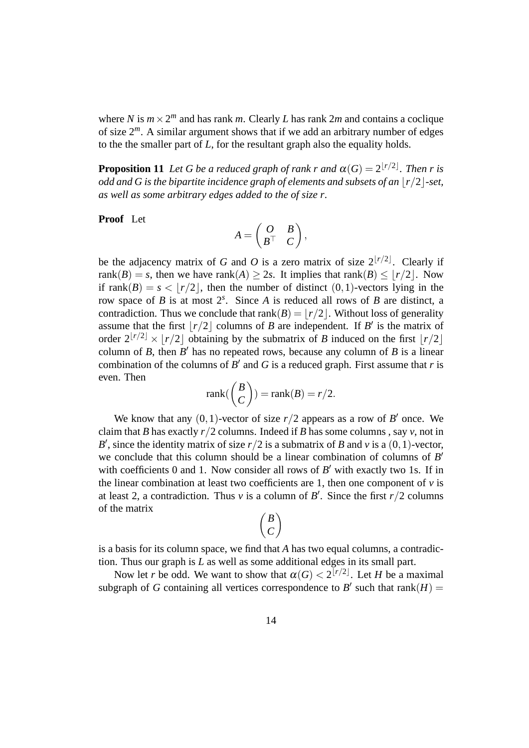where $N$ is $m \times 2^m$ and has rank $m$. Clearly $L$ has rank $2m$ and contains a coclique of size $2^m$. A similar argument shows that if we add an arbitrary number of edges to the the smaller part of $L$, for the resultant graph also the equality holds.

**Proposition 11** *Let $G$ be a reduced graph of rank $r$ and $\alpha(G) = 2^{\lfloor r/2 \rfloor}$. Then $r$ is odd and $G$ is the bipartite incidence graph of elements and subsets of an $\lfloor r/2 \rfloor$-set, as well as some arbitrary edges added to the of size $r$.*

**Proof** Let

$$A = \begin{pmatrix} O & B \\ B^\top & C \end{pmatrix},$$

be the adjacency matrix of $G$ and $O$ is a zero matrix of size $2^{\lfloor r/2 \rfloor}$. Clearly if $\text{rank}(B) = s$, then we have $\text{rank}(A) \geq 2s$. It implies that $\text{rank}(B) \leq \lfloor r/2 \rfloor$. Now if $\text{rank}(B) = s < \lfloor r/2 \rfloor$, then the number of distinct $(0,1)$-vectors lying in the row space of $B$ is at most $2^s$. Since $A$ is reduced all rows of $B$ are distinct, a contradiction. Thus we conclude that $\text{rank}(B) = \lfloor r/2 \rfloor$. Without loss of generality assume that the first $\lfloor r/2 \rfloor$ columns of $B$ are independent. If $B'$ is the matrix of order $2^{\lfloor r/2 \rfloor} \times \lfloor r/2 \rfloor$ obtaining by the submatrix of $B$ induced on the first $\lfloor r/2 \rfloor$ column of $B$, then $B'$ has no repeated rows, because any column of $B$ is a linear combination of the columns of $B'$ and $G$ is a reduced graph. First assume that $r$ is even. Then

$$\text{rank}\left(\begin{pmatrix} B \\ C \end{pmatrix}\right) = \text{rank}(B) = r/2.$$

We know that any $(0,1)$-vector of size $r/2$ appears as a row of $B'$ once. We claim that $B$ has exactly $r/2$ columns. Indeed if $B$ has some columns , say $v$, not in $B'$, since the identity matrix of size $r/2$ is a submatrix of $B$ and $v$ is a $(0,1)$-vector, we conclude that this column should be a linear combination of columns of $B'$ with coefficients 0 and 1. Now consider all rows of $B'$ with exactly two 1s. If in the linear combination at least two coefficients are 1, then one component of $v$ is at least 2, a contradiction. Thus $v$ is a column of $B'$. Since the first $r/2$ columns of the matrix

$$\begin{pmatrix} B \\ C \end{pmatrix}$$

is a basis for its column space, we find that $A$ has two equal columns, a contradiction. Thus our graph is $L$ as well as some additional edges in its small part.

Now let $r$ be odd. We want to show that $\alpha(G) < 2^{\lfloor r/2 \rfloor}$. Let $H$ be a maximal subgraph of $G$ containing all vertices correspondence to $B'$ such that $\text{rank}(H) =$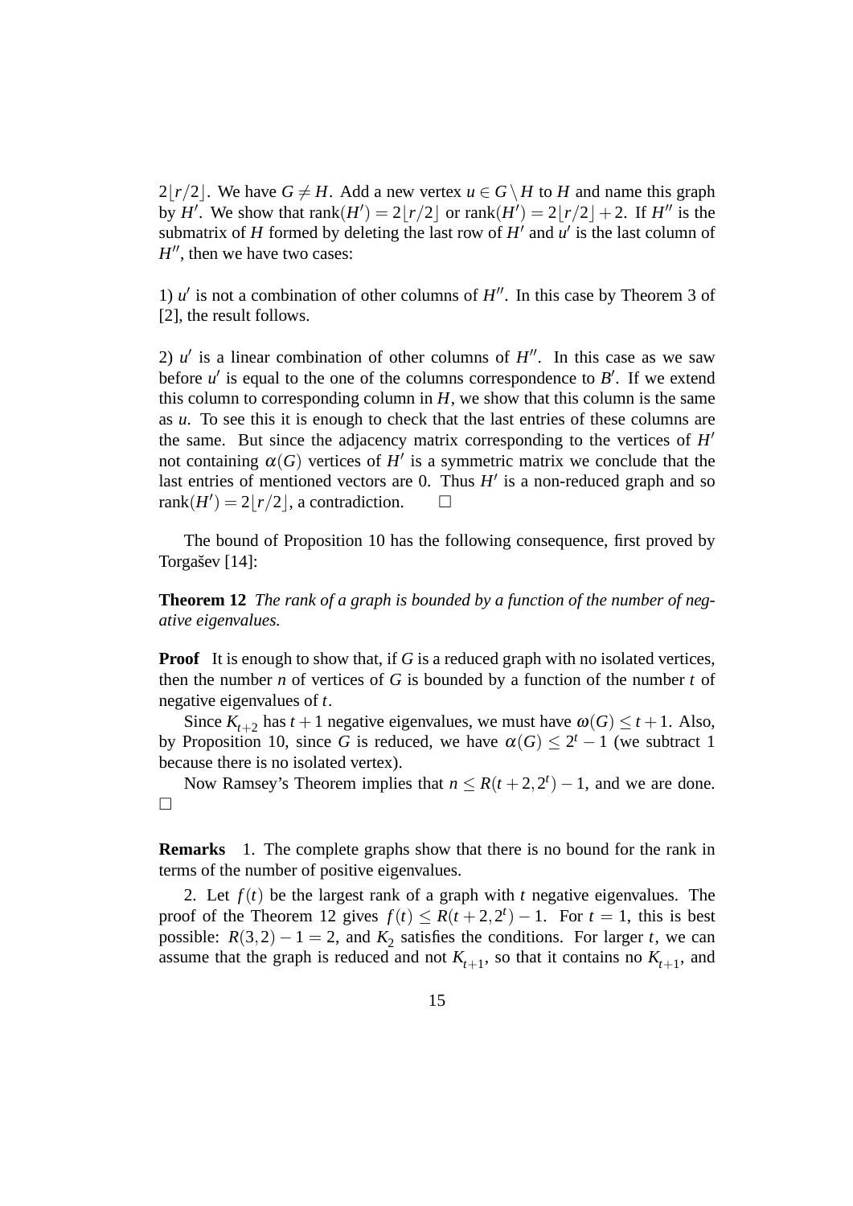$2\lfloor r/2 \rfloor$. We have $G \neq H$. Add a new vertex $u \in G \setminus H$ to $H$ and name this graph by $H'$. We show that $\mathrm{rank}(H') = 2\lfloor r/2 \rfloor$ or $\mathrm{rank}(H') = 2\lfloor r/2 \rfloor + 2$. If $H''$ is the submatrix of $H$ formed by deleting the last row of $H'$ and $u'$ is the last column of $H''$, then we have two cases:

1) $u'$ is not a combination of other columns of $H''$. In this case by Theorem 3 of [2], the result follows.

2) $u'$ is a linear combination of other columns of $H''$. In this case as we saw before $u'$ is equal to the one of the columns correspondence to $B'$. If we extend this column to corresponding column in $H$, we show that this column is the same as $u$. To see this it is enough to check that the last entries of these columns are the same. But since the adjacency matrix corresponding to the vertices of $H'$ not containing $\alpha(G)$ vertices of $H'$ is a symmetric matrix we conclude that the last entries of mentioned vectors are 0. Thus $H'$ is a non-reduced graph and so $\mathrm{rank}(H') = 2\lfloor r/2 \rfloor$, a contradiction. □

The bound of Proposition 10 has the following consequence, first proved by Torgašev [14]:

**Theorem 12** *The rank of a graph is bounded by a function of the number of negative eigenvalues.*

**Proof** It is enough to show that, if $G$ is a reduced graph with no isolated vertices, then the number $n$ of vertices of $G$ is bounded by a function of the number $t$ of negative eigenvalues of $t$.

Since $K_{t+2}$ has $t+1$ negative eigenvalues, we must have $\omega(G) \leq t+1$. Also, by Proposition 10, since $G$ is reduced, we have $\alpha(G) \leq 2^t - 1$ (we subtract 1 because there is no isolated vertex).

Now Ramsey's Theorem implies that $n \leq R(t+2, 2^t) - 1$, and we are done. □

**Remarks** 1. The complete graphs show that there is no bound for the rank in terms of the number of positive eigenvalues.

2. Let $f(t)$ be the largest rank of a graph with $t$ negative eigenvalues. The proof of the Theorem 12 gives $f(t) \leq R(t+2, 2^t) - 1$. For $t = 1$, this is best possible: $R(3,2) - 1 = 2$, and $K_2$ satisfies the conditions. For larger $t$, we can assume that the graph is reduced and not $K_{t+1}$, so that it contains no $K_{t+1}$, and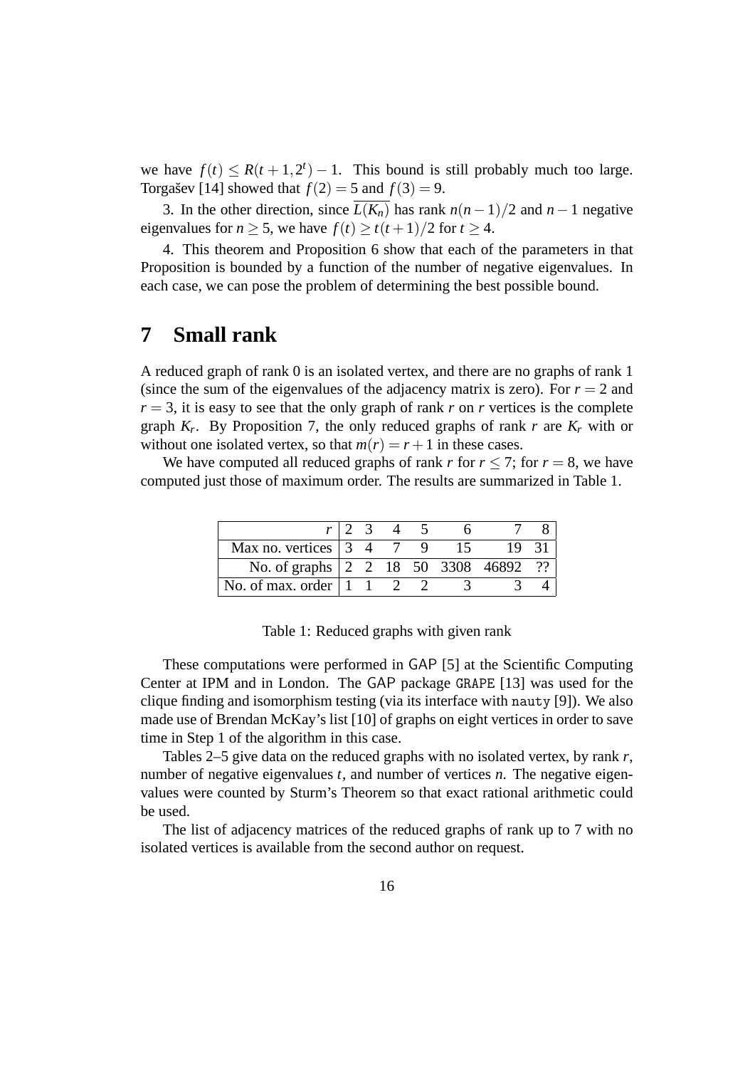we have $f(t) \leq R(t+1, 2^t) - 1$. This bound is still probably much too large. Torgašev [14] showed that $f(2) = 5$ and $f(3) = 9$.

3. In the other direction, since $\overline{L(K_n)}$ has rank $n(n-1)/2$ and $n-1$ negative eigenvalues for $n \geq 5$, we have $f(t) \geq t(t+1)/2$ for $t \geq 4$.

4. This theorem and Proposition 6 show that each of the parameters in that Proposition is bounded by a function of the number of negative eigenvalues. In each case, we can pose the problem of determining the best possible bound.

# 7 Small rank

A reduced graph of rank 0 is an isolated vertex, and there are no graphs of rank 1 (since the sum of the eigenvalues of the adjacency matrix is zero). For $r = 2$ and $r = 3$, it is easy to see that the only graph of rank $r$ on $r$ vertices is the complete graph $K_r$. By Proposition 7, the only reduced graphs of rank $r$ are $K_r$ with or without one isolated vertex, so that $m(r) = r + 1$ in these cases.

We have computed all reduced graphs of rank $r$ for $r \leq 7$; for $r = 8$, we have computed just those of maximum order. The results are summarized in Table 1.

| $r$ | 2 | 3 | 4 | 5 | 6 | 7 | 8 |
|---|---|---|---|---|---|---|---|
| Max no. vertices | 3 | 4 | 7 | 9 | 15 | 19 | 31 |
| No. of graphs | 2 | 2 | 18 | 50 | 3308 | 46892 | ?? |
| No. of max. order | 1 | 1 | 2 | 2 | 3 | 3 | 4 |

Table 1: Reduced graphs with given rank

These computations were performed in GAP [5] at the Scientific Computing Center at IPM and in London. The GAP package GRAPE [13] was used for the clique finding and isomorphism testing (via its interface with nauty [9]). We also made use of Brendan McKay's list [10] of graphs on eight vertices in order to save time in Step 1 of the algorithm in this case.

Tables 2–5 give data on the reduced graphs with no isolated vertex, by rank $r$, number of negative eigenvalues $t$, and number of vertices $n$. The negative eigenvalues were counted by Sturm's Theorem so that exact rational arithmetic could be used.

The list of adjacency matrices of the reduced graphs of rank up to 7 with no isolated vertices is available from the second author on request.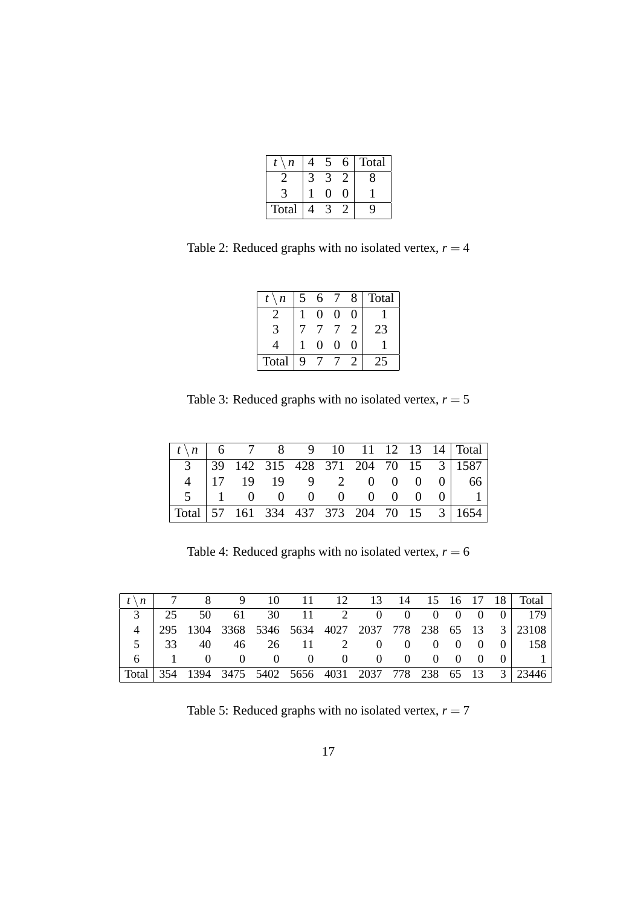| $t \setminus n$ | 4 | 5 | 6 | Total |
|---|---|---|---|---|
| 2 | 3 | 3 | 2 | 8 |
| 3 | 1 | 0 | 0 | 1 |
| Total | 4 | 3 | 2 | 9 |

Table 2: Reduced graphs with no isolated vertex, $r = 4$

| $t \setminus n$ | 5 | 6 | 7 | 8 | Total |
|---|---|---|---|---|---|
| 2 | 1 | 0 | 0 | 0 | 1 |
| 3 | 7 | 7 | 7 | 2 | 23 |
| 4 | 1 | 0 | 0 | 0 | 1 |
| Total | 9 | 7 | 7 | 2 | 25 |

Table 3: Reduced graphs with no isolated vertex, $r = 5$

| $t \setminus n$ | 6 | 7 | 8 | 9 | 10 | 11 | 12 | 13 | 14 | Total |
|---|---|---|---|---|---|---|---|---|---|---|
| 3 | 39 | 142 | 315 | 428 | 371 | 204 | 70 | 15 | 3 | 1587 |
| 4 | 17 | 19 | 19 | 9 | 2 | 0 | 0 | 0 | 0 | 66 |
| 5 | 1 | 0 | 0 | 0 | 0 | 0 | 0 | 0 | 0 | 1 |
| Total | 57 | 161 | 334 | 437 | 373 | 204 | 70 | 15 | 3 | 1654 |

Table 4: Reduced graphs with no isolated vertex, $r = 6$

| $t \setminus n$ | 7 | 8 | 9 | 10 | 11 | 12 | 13 | 14 | 15 | 16 | 17 | 18 | Total |
|---|---|---|---|---|---|---|---|---|---|---|---|---|---|
| 3 | 25 | 50 | 61 | 30 | 11 | 2 | 0 | 0 | 0 | 0 | 0 | 0 | 179 |
| 4 | 295 | 1304 | 3368 | 5346 | 5634 | 4027 | 2037 | 778 | 238 | 65 | 13 | 3 | 23108 |
| 5 | 33 | 40 | 46 | 26 | 11 | 2 | 0 | 0 | 0 | 0 | 0 | 0 | 158 |
| 6 | 1 | 0 | 0 | 0 | 0 | 0 | 0 | 0 | 0 | 0 | 0 | 0 | 1 |
| Total | 354 | 1394 | 3475 | 5402 | 5656 | 4031 | 2037 | 778 | 238 | 65 | 13 | 3 | 23446 |

Table 5: Reduced graphs with no isolated vertex, $r = 7$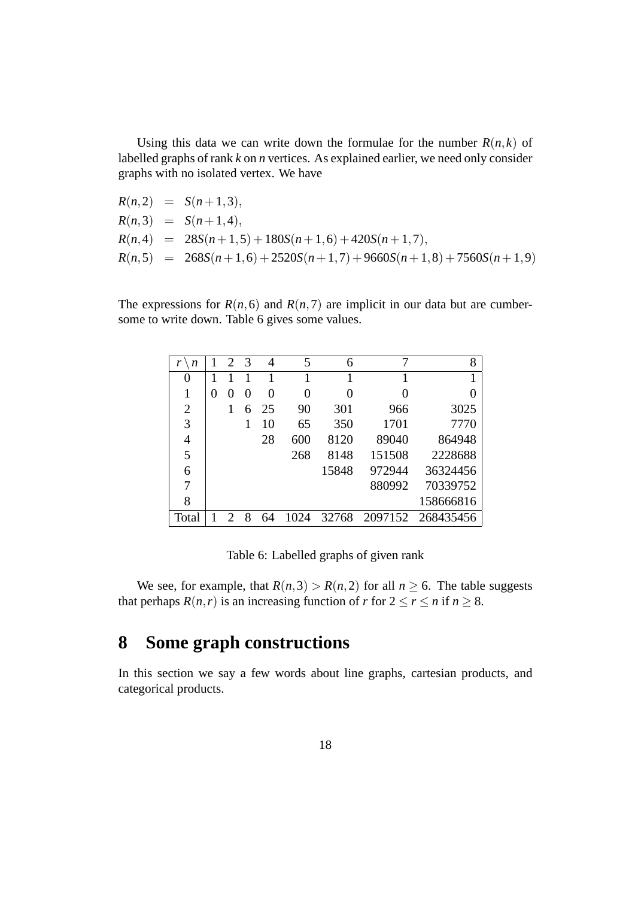Using this data we can write down the formulae for the number $R(n,k)$ of labelled graphs of rank $k$ on $n$ vertices. As explained earlier, we need only consider graphs with no isolated vertex. We have

$$
\begin{aligned}
R(n,2) &= S(n+1,3), \\
R(n,3) &= S(n+1,4), \\
R(n,4) &= 28S(n+1,5)+180S(n+1,6)+420S(n+1,7), \\
R(n,5) &= 268S(n+1,6)+2520S(n+1,7)+9660S(n+1,8)+7560S(n+1,9)
\end{aligned}
$$

The expressions for $R(n,6)$ and $R(n,7)$ are implicit in our data but are cumbersome to write down. Table 6 gives some values.

| $r \setminus n$ | 1 | 2 | 3 | 4 | 5 | 6 | 7 | 8 |
|---|---|---|---|---|---|---|---|---|
| 0 | 1 | 1 | 1 | 1 | 1 | 1 | 1 | 1 |
| 1 | 0 | 0 | 0 | 0 | 0 | 0 | 0 | 0 |
| 2 | | 1 | 6 | 25 | 90 | 301 | 966 | 3025 |
| 3 | | | 1 | 10 | 65 | 350 | 1701 | 7770 |
| 4 | | | | 28 | 600 | 8120 | 89040 | 864948 |
| 5 | | | | | 268 | 8148 | 151508 | 2228688 |
| 6 | | | | | | 15848 | 972944 | 36324456 |
| 7 | | | | | | | 880992 | 70339752 |
| 8 | | | | | | | | 158666816 |
| Total | 1 | 2 | 8 | 64 | 1024 | 32768 | 2097152 | 268435456 |

Table 6: Labelled graphs of given rank

We see, for example, that $R(n,3) > R(n,2)$ for all $n \geq 6$. The table suggests that perhaps $R(n,r)$ is an increasing function of $r$ for $2 \leq r \leq n$ if $n \geq 8$.

# 8 Some graph constructions

In this section we say a few words about line graphs, cartesian products, and categorical products.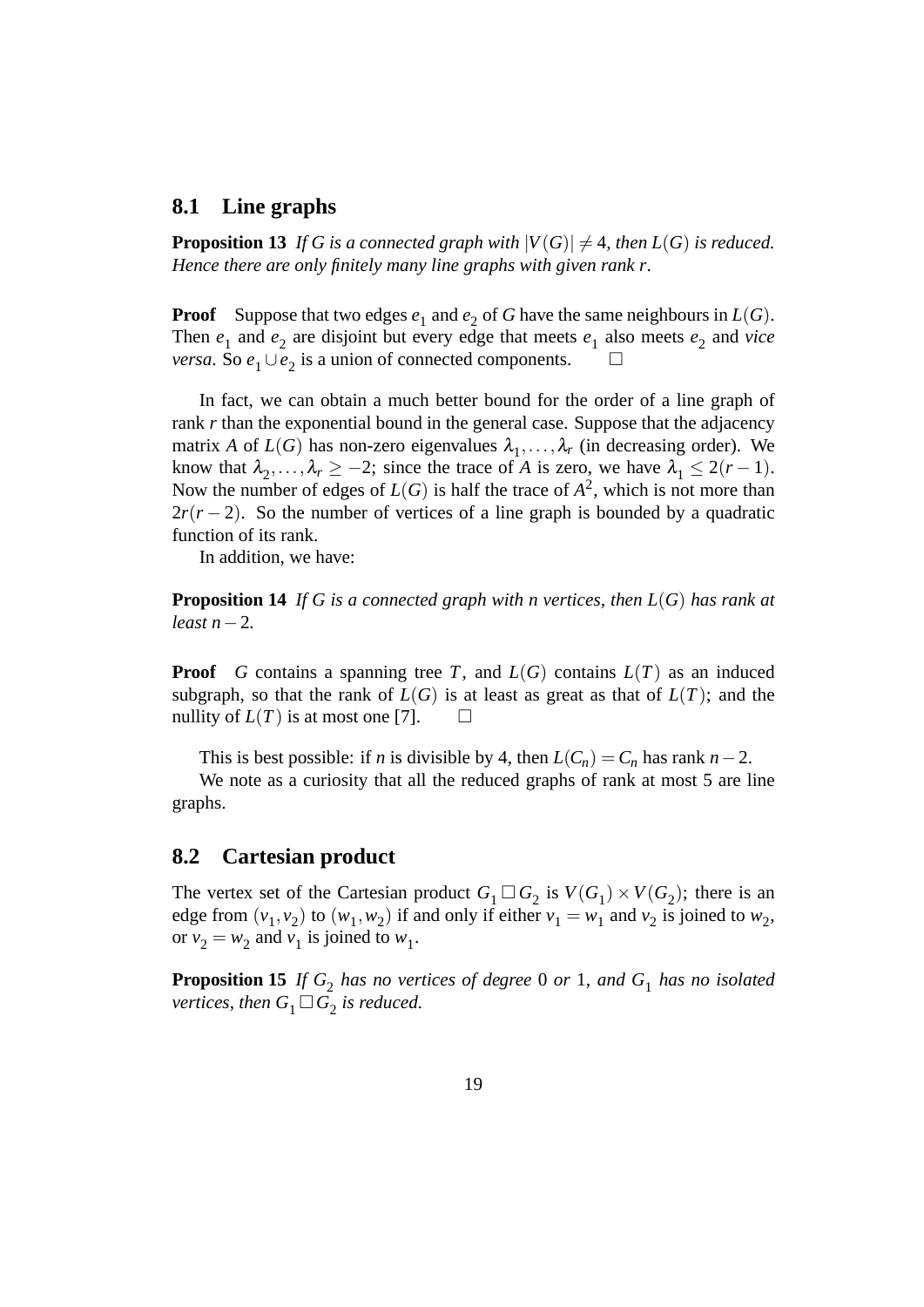### 8.1 Line graphs

**Proposition 13** *If $G$ is a connected graph with $|V(G)| \neq 4$, then $L(G)$ is reduced. Hence there are only finitely many line graphs with given rank $r$.*

**Proof** Suppose that two edges $e_1$ and $e_2$ of $G$ have the same neighbours in $L(G)$. Then $e_1$ and $e_2$ are disjoint but every edge that meets $e_1$ also meets $e_2$ and *vice versa*. So $e_1 \cup e_2$ is a union of connected components. $\square$

In fact, we can obtain a much better bound for the order of a line graph of rank $r$ than the exponential bound in the general case. Suppose that the adjacency matrix $A$ of $L(G)$ has non-zero eigenvalues $\lambda_1, \ldots, \lambda_r$ (in decreasing order). We know that $\lambda_2, \ldots, \lambda_r \geq -2$; since the trace of $A$ is zero, we have $\lambda_1 \leq 2(r-1)$. Now the number of edges of $L(G)$ is half the trace of $A^2$, which is not more than $2r(r-2)$. So the number of vertices of a line graph is bounded by a quadratic function of its rank.

In addition, we have:

**Proposition 14** *If $G$ is a connected graph with $n$ vertices, then $L(G)$ has rank at least $n-2$.*

**Proof** $G$ contains a spanning tree $T$, and $L(G)$ contains $L(T)$ as an induced subgraph, so that the rank of $L(G)$ is at least as great as that of $L(T)$; and the nullity of $L(T)$ is at most one [7]. $\square$

This is best possible: if $n$ is divisible by 4, then $L(C_n) = C_n$ has rank $n-2$.

We note as a curiosity that all the reduced graphs of rank at most 5 are line graphs.

### 8.2 Cartesian product

The vertex set of the Cartesian product $G_1 \square G_2$ is $V(G_1) \times V(G_2)$; there is an edge from $(v_1, v_2)$ to $(w_1, w_2)$ if and only if either $v_1 = w_1$ and $v_2$ is joined to $w_2$, or $v_2 = w_2$ and $v_1$ is joined to $w_1$.

**Proposition 15** *If $G_2$ has no vertices of degree* 0 *or* 1*, and $G_1$ has no isolated vertices, then $G_1 \square G_2$ is reduced.*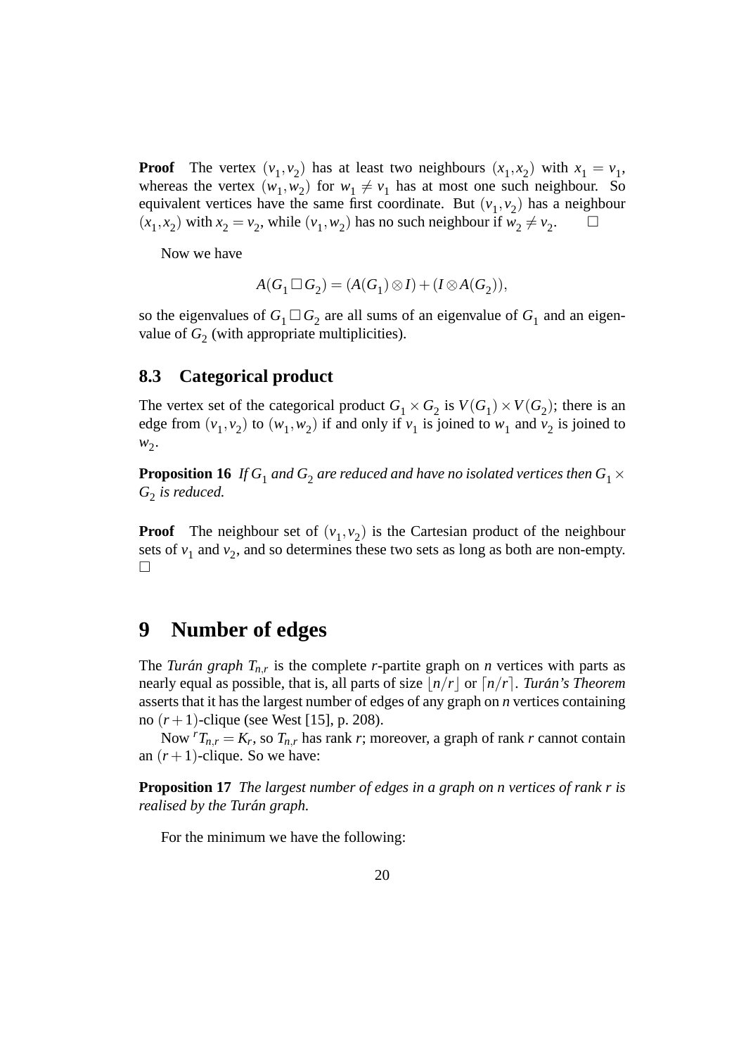**Proof** The vertex $(v_1, v_2)$ has at least two neighbours $(x_1, x_2)$ with $x_1 = v_1$, whereas the vertex $(w_1, w_2)$ for $w_1 \neq v_1$ has at most one such neighbour. So equivalent vertices have the same first coordinate. But $(v_1, v_2)$ has a neighbour $(x_1, x_2)$ with $x_2 = v_2$, while $(v_1, w_2)$ has no such neighbour if $w_2 \neq v_2$. $\square$

Now we have

$$A(G_1 \,\square\, G_2) = (A(G_1) \otimes I) + (I \otimes A(G_2)),$$

so the eigenvalues of $G_1 \,\square\, G_2$ are all sums of an eigenvalue of $G_1$ and an eigenvalue of $G_2$ (with appropriate multiplicities).

## 8.3 Categorical product

The vertex set of the categorical product $G_1 \times G_2$ is $V(G_1) \times V(G_2)$; there is an edge from $(v_1, v_2)$ to $(w_1, w_2)$ if and only if $v_1$ is joined to $w_1$ and $v_2$ is joined to $w_2$.

**Proposition 16** *If $G_1$ and $G_2$ are reduced and have no isolated vertices then $G_1 \times G_2$ is reduced.*

**Proof** The neighbour set of $(v_1, v_2)$ is the Cartesian product of the neighbour sets of $v_1$ and $v_2$, and so determines these two sets as long as both are non-empty. $\square$

# 9 Number of edges

The *Turán graph* $T_{n,r}$ is the complete $r$-partite graph on $n$ vertices with parts as nearly equal as possible, that is, all parts of size $\lfloor n/r \rfloor$ or $\lceil n/r \rceil$. *Turán's Theorem* asserts that it has the largest number of edges of any graph on $n$ vertices containing no $(r+1)$-clique (see West [15], p. 208).

Now ${}^{r}T_{n,r} = K_r$, so $T_{n,r}$ has rank $r$; moreover, a graph of rank $r$ cannot contain an $(r+1)$-clique. So we have:

**Proposition 17** *The largest number of edges in a graph on $n$ vertices of rank $r$ is realised by the Turán graph.*

For the minimum we have the following: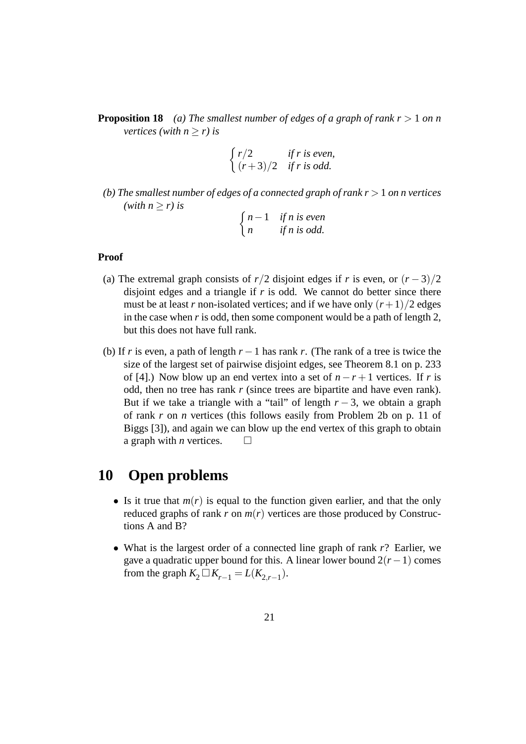**Proposition 18** *(a) The smallest number of edges of a graph of rank $r > 1$ on $n$ vertices (with $n \geq r$) is*

$$\begin{cases} r/2 & \textit{if } r \textit{ is even,} \\ (r+3)/2 & \textit{if } r \textit{ is odd.} \end{cases}$$

*(b) The smallest number of edges of a connected graph of rank $r > 1$ on $n$ vertices (with $n \geq r$) is*

$$\begin{cases} n-1 & \textit{if } n \textit{ is even} \\ n & \textit{if } n \textit{ is odd.} \end{cases}$$

**Proof**

(a) The extremal graph consists of $r/2$ disjoint edges if $r$ is even, or $(r-3)/2$ disjoint edges and a triangle if $r$ is odd. We cannot do better since there must be at least $r$ non-isolated vertices; and if we have only $(r+1)/2$ edges in the case when $r$ is odd, then some component would be a path of length 2, but this does not have full rank.

(b) If $r$ is even, a path of length $r-1$ has rank $r$. (The rank of a tree is twice the size of the largest set of pairwise disjoint edges, see Theorem 8.1 on p. 233 of [4].) Now blow up an end vertex into a set of $n-r+1$ vertices. If $r$ is odd, then no tree has rank $r$ (since trees are bipartite and have even rank). But if we take a triangle with a "tail" of length $r-3$, we obtain a graph of rank $r$ on $n$ vertices (this follows easily from Problem 2b on p. 11 of Biggs [3]), and again we can blow up the end vertex of this graph to obtain a graph with $n$ vertices. □

# 10 Open problems

- Is it true that $m(r)$ is equal to the function given earlier, and that the only reduced graphs of rank $r$ on $m(r)$ vertices are those produced by Constructions A and B?
- What is the largest order of a connected line graph of rank $r$? Earlier, we gave a quadratic upper bound for this. A linear lower bound $2(r-1)$ comes from the graph $K_2 \square K_{r-1} = L(K_{2,r-1})$.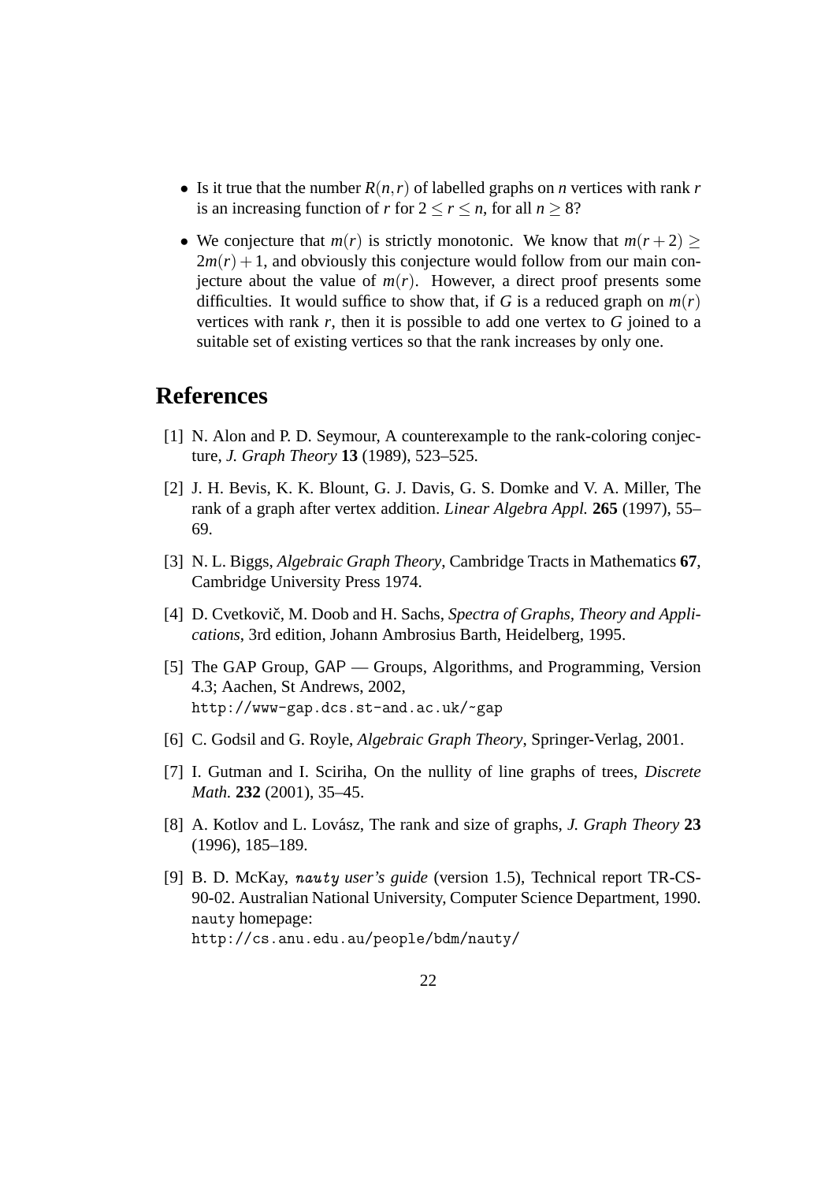- Is it true that the number $R(n,r)$ of labelled graphs on $n$ vertices with rank $r$ is an increasing function of $r$ for $2 \leq r \leq n$, for all $n \geq 8$?
- We conjecture that $m(r)$ is strictly monotonic. We know that $m(r+2) \geq 2m(r)+1$, and obviously this conjecture would follow from our main conjecture about the value of $m(r)$. However, a direct proof presents some difficulties. It would suffice to show that, if $G$ is a reduced graph on $m(r)$ vertices with rank $r$, then it is possible to add one vertex to $G$ joined to a suitable set of existing vertices so that the rank increases by only one.

# References

[1] N. Alon and P. D. Seymour, A counterexample to the rank-coloring conjecture, *J. Graph Theory* **13** (1989), 523–525.

[2] J. H. Bevis, K. K. Blount, G. J. Davis, G. S. Domke and V. A. Miller, The rank of a graph after vertex addition. *Linear Algebra Appl.* **265** (1997), 55–69.

[3] N. L. Biggs, *Algebraic Graph Theory*, Cambridge Tracts in Mathematics **67**, Cambridge University Press 1974.

[4] D. Cvetkovič, M. Doob and H. Sachs, *Spectra of Graphs, Theory and Applications*, 3rd edition, Johann Ambrosius Barth, Heidelberg, 1995.

[5] The GAP Group, GAP — Groups, Algorithms, and Programming, Version 4.3; Aachen, St Andrews, 2002, http://www-gap.dcs.st-and.ac.uk/~gap

[6] C. Godsil and G. Royle, *Algebraic Graph Theory*, Springer-Verlag, 2001.

[7] I. Gutman and I. Sciriha, On the nullity of line graphs of trees, *Discrete Math.* **232** (2001), 35–45.

[8] A. Kotlov and L. Lovász, The rank and size of graphs, *J. Graph Theory* **23** (1996), 185–189.

[9] B. D. McKay, *nauty user's guide* (version 1.5), Technical report TR-CS-90-02. Australian National University, Computer Science Department, 1990. nauty homepage: http://cs.anu.edu.au/people/bdm/nauty/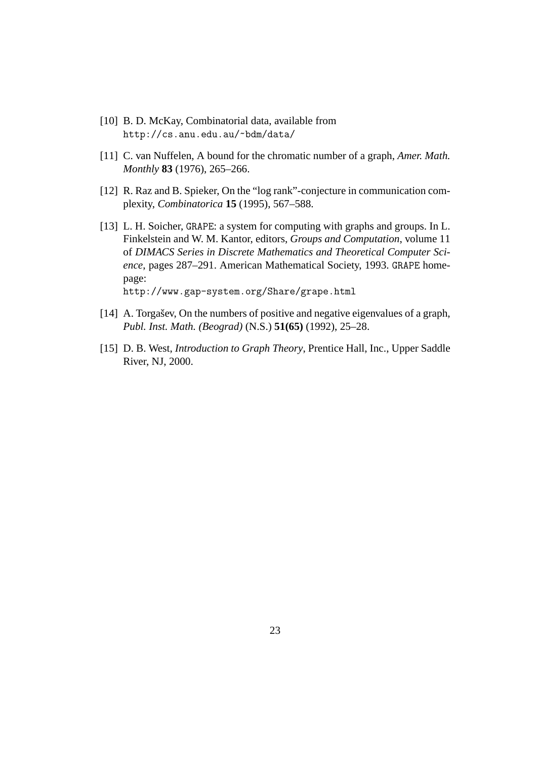[10] B. D. McKay, Combinatorial data, available from
http://cs.anu.edu.au/~bdm/data/

[11] C. van Nuffelen, A bound for the chromatic number of a graph, *Amer. Math. Monthly* **83** (1976), 265–266.

[12] R. Raz and B. Spieker, On the "log rank"-conjecture in communication complexity, *Combinatorica* **15** (1995), 567–588.

[13] L. H. Soicher, GRAPE: a system for computing with graphs and groups. In L. Finkelstein and W. M. Kantor, editors, *Groups and Computation*, volume 11 of *DIMACS Series in Discrete Mathematics and Theoretical Computer Science*, pages 287–291. American Mathematical Society, 1993. GRAPE homepage:
http://www.gap-system.org/Share/grape.html

[14] A. Torgašev, On the numbers of positive and negative eigenvalues of a graph, *Publ. Inst. Math. (Beograd)* (N.S.) **51(65)** (1992), 25–28.

[15] D. B. West, *Introduction to Graph Theory*, Prentice Hall, Inc., Upper Saddle River, NJ, 2000.